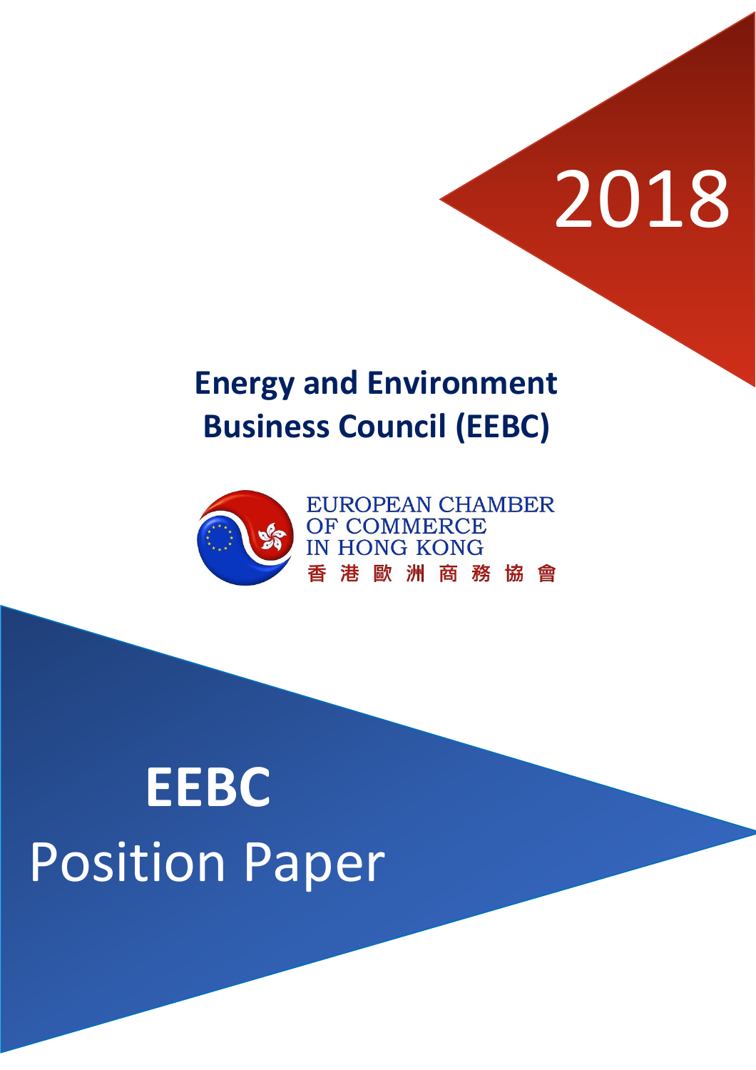2018

# Energy and Environment Business Council (EEBC)

EUROPEAN CHAMBER OF COMMERCE IN HONG KONG
香 港 歐 洲 商 務 協 會

# EEBC Position Paper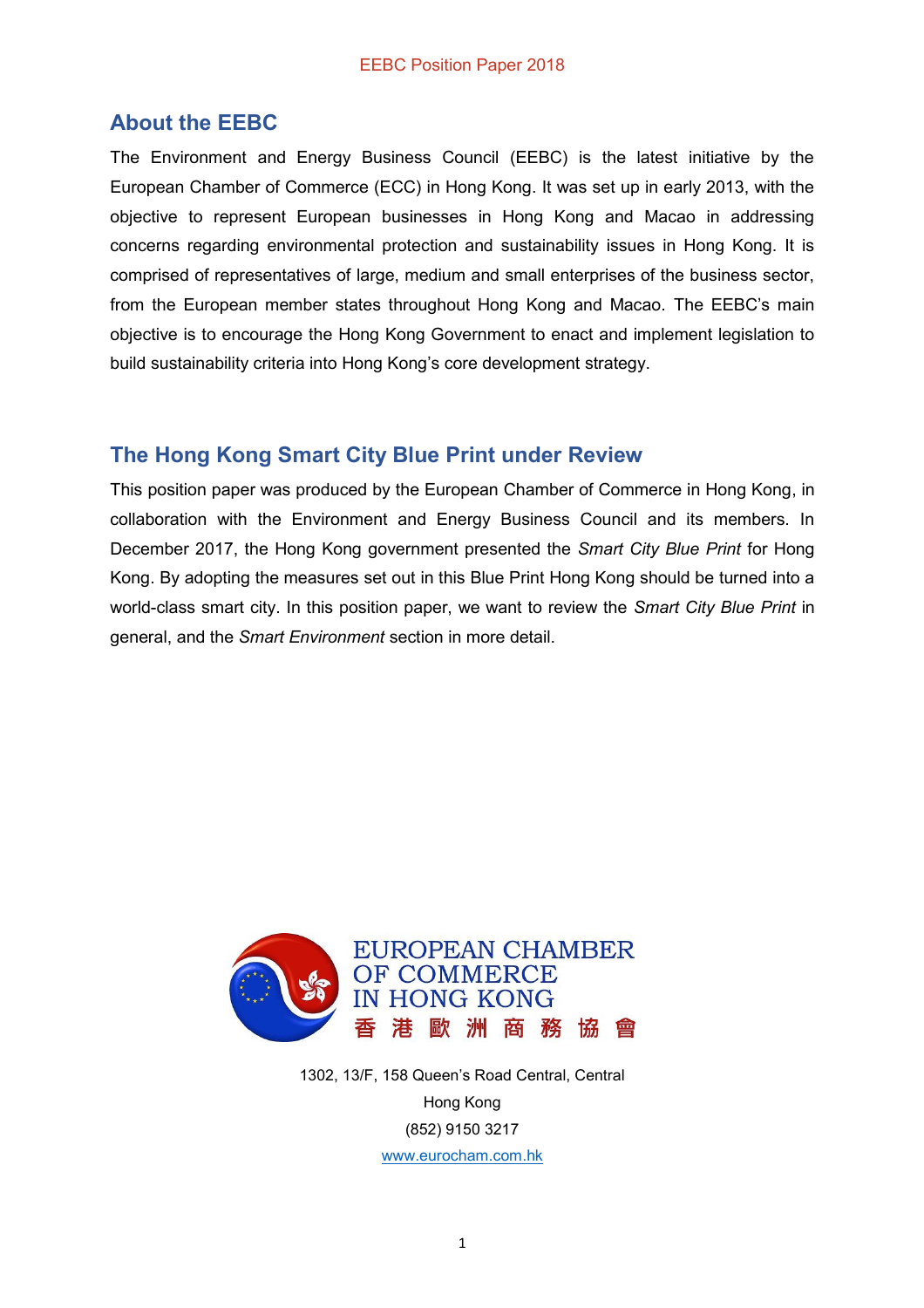## About the EEBC

The Environment and Energy Business Council (EEBC) is the latest initiative by the European Chamber of Commerce (ECC) in Hong Kong. It was set up in early 2013, with the objective to represent European businesses in Hong Kong and Macao in addressing concerns regarding environmental protection and sustainability issues in Hong Kong. It is comprised of representatives of large, medium and small enterprises of the business sector, from the European member states throughout Hong Kong and Macao. The EEBC's main objective is to encourage the Hong Kong Government to enact and implement legislation to build sustainability criteria into Hong Kong's core development strategy.

## The Hong Kong Smart City Blue Print under Review

This position paper was produced by the European Chamber of Commerce in Hong Kong, in collaboration with the Environment and Energy Business Council and its members. In December 2017, the Hong Kong government presented the *Smart City Blue Print* for Hong Kong. By adopting the measures set out in this Blue Print Hong Kong should be turned into a world-class smart city. In this position paper, we want to review the *Smart City Blue Print* in general, and the *Smart Environment* section in more detail.

EUROPEAN CHAMBER OF COMMERCE IN HONG KONG
香港歐洲商務協會

1302, 13/F, 158 Queen's Road Central, Central
Hong Kong
(852) 9150 3217
www.eurocham.com.hk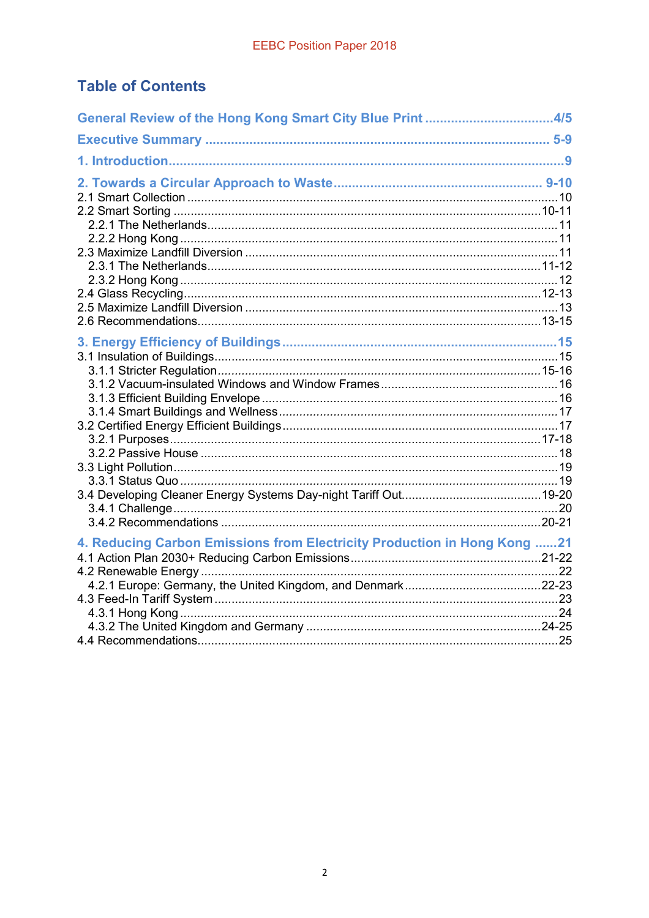## Table of Contents

**General Review of the Hong Kong Smart City Blue Print ....................................4/5**

**Executive Summary .................................................................................... 5-9**

**1. Introduction..................................................................................................9**

**2. Towards a Circular Approach to Waste ................................................... 9-10**

2.1 Smart Collection ........................................................................................10
2.2 Smart Sorting .........................................................................................10-11
  2.2.1 The Netherlands...................................................................................11
  2.2.2 Hong Kong ...........................................................................................11
2.3 Maximize Landfill Diversion .......................................................................11
  2.3.1 The Netherlands................................................................................11-12
  2.3.2 Hong Kong ...........................................................................................12
2.4 Glass Recycling.....................................................................................12-13
2.5 Maximize Landfill Diversion .......................................................................13
2.6 Recommendations.................................................................................13-15

**3. Energy Efficiency of Buildings..................................................................15**

3.1 Insulation of Buildings.................................................................................15
  3.1.1 Stricter Regulation............................................................................15-16
  3.1.2 Vacuum-insulated Windows and Window Frames ..................................16
  3.1.3 Efficient Building Envelope ....................................................................16
  3.1.4 Smart Buildings and Wellness................................................................17
3.2 Certified Energy Efficient Buildings..............................................................17
  3.2.1 Purposes...........................................................................................17-18
  3.2.2 Passive House ......................................................................................18
3.3 Light Pollution..............................................................................................19
  3.3.1 Status Quo ............................................................................................19
3.4 Developing Cleaner Energy Systems Day-night Tariff Out......................19-20
  3.4.1 Challenge..............................................................................................20
  3.4.2 Recommendations .............................................................................20-21

**4. Reducing Carbon Emissions from Electricity Production in Hong Kong ......21**

4.1 Action Plan 2030+ Reducing Carbon Emissions......................................21-22
4.2 Renewable Energy .......................................................................................22
  4.2.1 Europe: Germany, the United Kingdom, and Denmark..........................22-23
4.3 Feed-In Tariff System ...................................................................................23
  4.3.1 Hong Kong ............................................................................................24
  4.3.2 The United Kingdom and Germany ....................................................24-25
4.4 Recommendations........................................................................................25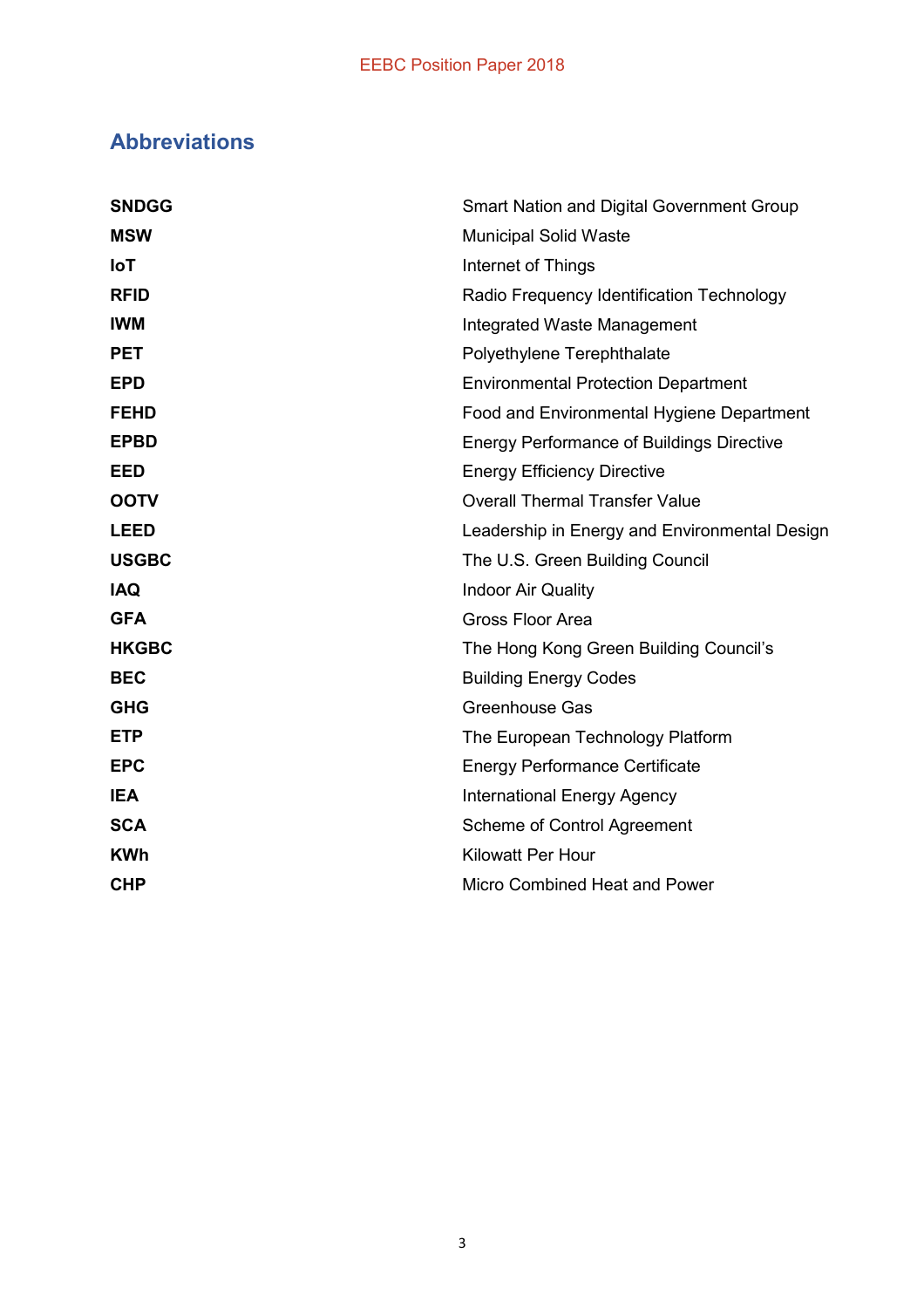## Abbreviations

| | |
|---|---|
| **SNDGG** | Smart Nation and Digital Government Group |
| **MSW** | Municipal Solid Waste |
| **IoT** | Internet of Things |
| **RFID** | Radio Frequency Identification Technology |
| **IWM** | Integrated Waste Management |
| **PET** | Polyethylene Terephthalate |
| **EPD** | Environmental Protection Department |
| **FEHD** | Food and Environmental Hygiene Department |
| **EPBD** | Energy Performance of Buildings Directive |
| **EED** | Energy Efficiency Directive |
| **OOTV** | Overall Thermal Transfer Value |
| **LEED** | Leadership in Energy and Environmental Design |
| **USGBC** | The U.S. Green Building Council |
| **IAQ** | Indoor Air Quality |
| **GFA** | Gross Floor Area |
| **HKGBC** | The Hong Kong Green Building Council's |
| **BEC** | Building Energy Codes |
| **GHG** | Greenhouse Gas |
| **ETP** | The European Technology Platform |
| **EPC** | Energy Performance Certificate |
| **IEA** | International Energy Agency |
| **SCA** | Scheme of Control Agreement |
| **KWh** | Kilowatt Per Hour |
| **CHP** | Micro Combined Heat and Power |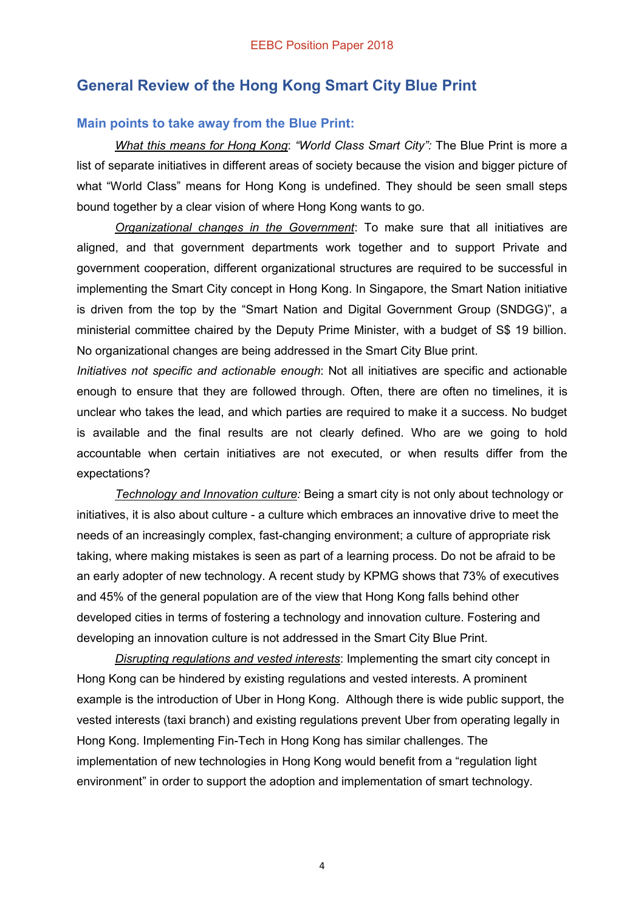## General Review of the Hong Kong Smart City Blue Print

### Main points to take away from the Blue Print:

*What this means for Hong Kong*: *"World Class Smart City":* The Blue Print is more a list of separate initiatives in different areas of society because the vision and bigger picture of what "World Class" means for Hong Kong is undefined. They should be seen small steps bound together by a clear vision of where Hong Kong wants to go.

*Organizational changes in the Government*: To make sure that all initiatives are aligned, and that government departments work together and to support Private and government cooperation, different organizational structures are required to be successful in implementing the Smart City concept in Hong Kong. In Singapore, the Smart Nation initiative is driven from the top by the "Smart Nation and Digital Government Group (SNDGG)", a ministerial committee chaired by the Deputy Prime Minister, with a budget of S$ 19 billion. No organizational changes are being addressed in the Smart City Blue print.

*Initiatives not specific and actionable enough*: Not all initiatives are specific and actionable enough to ensure that they are followed through. Often, there are often no timelines, it is unclear who takes the lead, and which parties are required to make it a success. No budget is available and the final results are not clearly defined. Who are we going to hold accountable when certain initiatives are not executed, or when results differ from the expectations?

*Technology and Innovation culture:* Being a smart city is not only about technology or initiatives, it is also about culture - a culture which embraces an innovative drive to meet the needs of an increasingly complex, fast-changing environment; a culture of appropriate risk taking, where making mistakes is seen as part of a learning process. Do not be afraid to be an early adopter of new technology. A recent study by KPMG shows that 73% of executives and 45% of the general population are of the view that Hong Kong falls behind other developed cities in terms of fostering a technology and innovation culture. Fostering and developing an innovation culture is not addressed in the Smart City Blue Print.

*Disrupting regulations and vested interests*: Implementing the smart city concept in Hong Kong can be hindered by existing regulations and vested interests. A prominent example is the introduction of Uber in Hong Kong. Although there is wide public support, the vested interests (taxi branch) and existing regulations prevent Uber from operating legally in Hong Kong. Implementing Fin-Tech in Hong Kong has similar challenges. The implementation of new technologies in Hong Kong would benefit from a "regulation light environment" in order to support the adoption and implementation of smart technology.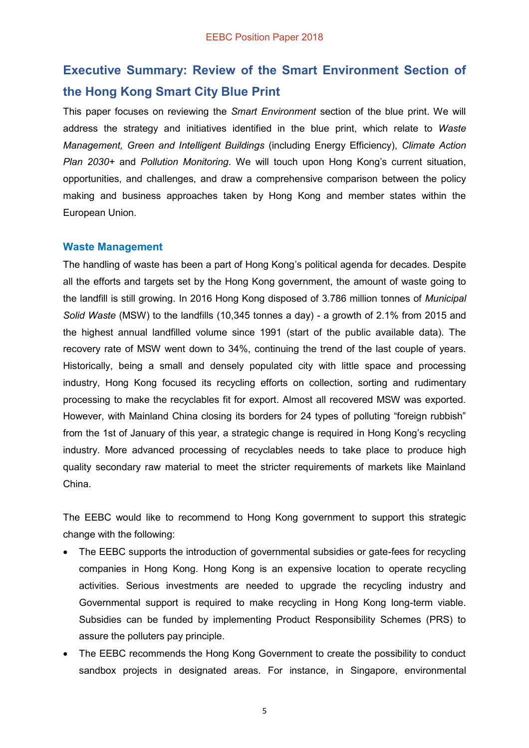## Executive Summary: Review of the Smart Environment Section of the Hong Kong Smart City Blue Print

This paper focuses on reviewing the *Smart Environment* section of the blue print. We will address the strategy and initiatives identified in the blue print, which relate to *Waste Management, Green and Intelligent Buildings* (including Energy Efficiency), *Climate Action Plan 2030+* and *Pollution Monitoring*. We will touch upon Hong Kong's current situation, opportunities, and challenges, and draw a comprehensive comparison between the policy making and business approaches taken by Hong Kong and member states within the European Union.

### Waste Management

The handling of waste has been a part of Hong Kong's political agenda for decades. Despite all the efforts and targets set by the Hong Kong government, the amount of waste going to the landfill is still growing. In 2016 Hong Kong disposed of 3.786 million tonnes of *Municipal Solid Waste* (MSW) to the landfills (10,345 tonnes a day) - a growth of 2.1% from 2015 and the highest annual landfilled volume since 1991 (start of the public available data). The recovery rate of MSW went down to 34%, continuing the trend of the last couple of years. Historically, being a small and densely populated city with little space and processing industry, Hong Kong focused its recycling efforts on collection, sorting and rudimentary processing to make the recyclables fit for export. Almost all recovered MSW was exported. However, with Mainland China closing its borders for 24 types of polluting "foreign rubbish" from the 1st of January of this year, a strategic change is required in Hong Kong's recycling industry. More advanced processing of recyclables needs to take place to produce high quality secondary raw material to meet the stricter requirements of markets like Mainland China.

The EEBC would like to recommend to Hong Kong government to support this strategic change with the following:

- The EEBC supports the introduction of governmental subsidies or gate-fees for recycling companies in Hong Kong. Hong Kong is an expensive location to operate recycling activities. Serious investments are needed to upgrade the recycling industry and Governmental support is required to make recycling in Hong Kong long-term viable. Subsidies can be funded by implementing Product Responsibility Schemes (PRS) to assure the polluters pay principle.
- The EEBC recommends the Hong Kong Government to create the possibility to conduct sandbox projects in designated areas. For instance, in Singapore, environmental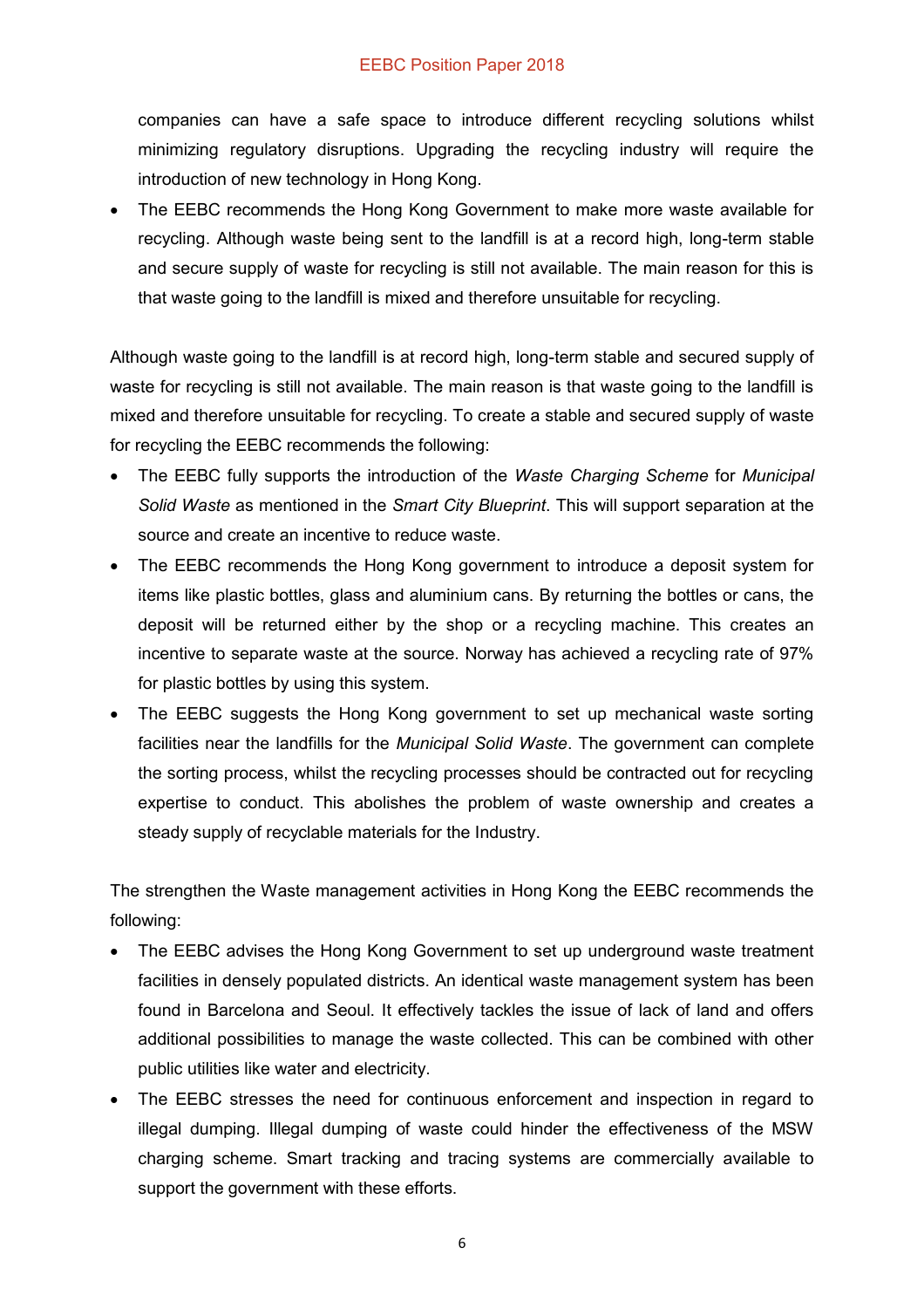companies can have a safe space to introduce different recycling solutions whilst minimizing regulatory disruptions. Upgrading the recycling industry will require the introduction of new technology in Hong Kong.

- The EEBC recommends the Hong Kong Government to make more waste available for recycling. Although waste being sent to the landfill is at a record high, long-term stable and secure supply of waste for recycling is still not available. The main reason for this is that waste going to the landfill is mixed and therefore unsuitable for recycling.

Although waste going to the landfill is at record high, long-term stable and secured supply of waste for recycling is still not available. The main reason is that waste going to the landfill is mixed and therefore unsuitable for recycling. To create a stable and secured supply of waste for recycling the EEBC recommends the following:

- The EEBC fully supports the introduction of the *Waste Charging Scheme* for *Municipal Solid Waste* as mentioned in the *Smart City Blueprint*. This will support separation at the source and create an incentive to reduce waste.
- The EEBC recommends the Hong Kong government to introduce a deposit system for items like plastic bottles, glass and aluminium cans. By returning the bottles or cans, the deposit will be returned either by the shop or a recycling machine. This creates an incentive to separate waste at the source. Norway has achieved a recycling rate of 97% for plastic bottles by using this system.
- The EEBC suggests the Hong Kong government to set up mechanical waste sorting facilities near the landfills for the *Municipal Solid Waste*. The government can complete the sorting process, whilst the recycling processes should be contracted out for recycling expertise to conduct. This abolishes the problem of waste ownership and creates a steady supply of recyclable materials for the Industry.

The strengthen the Waste management activities in Hong Kong the EEBC recommends the following:

- The EEBC advises the Hong Kong Government to set up underground waste treatment facilities in densely populated districts. An identical waste management system has been found in Barcelona and Seoul. It effectively tackles the issue of lack of land and offers additional possibilities to manage the waste collected. This can be combined with other public utilities like water and electricity.
- The EEBC stresses the need for continuous enforcement and inspection in regard to illegal dumping. Illegal dumping of waste could hinder the effectiveness of the MSW charging scheme. Smart tracking and tracing systems are commercially available to support the government with these efforts.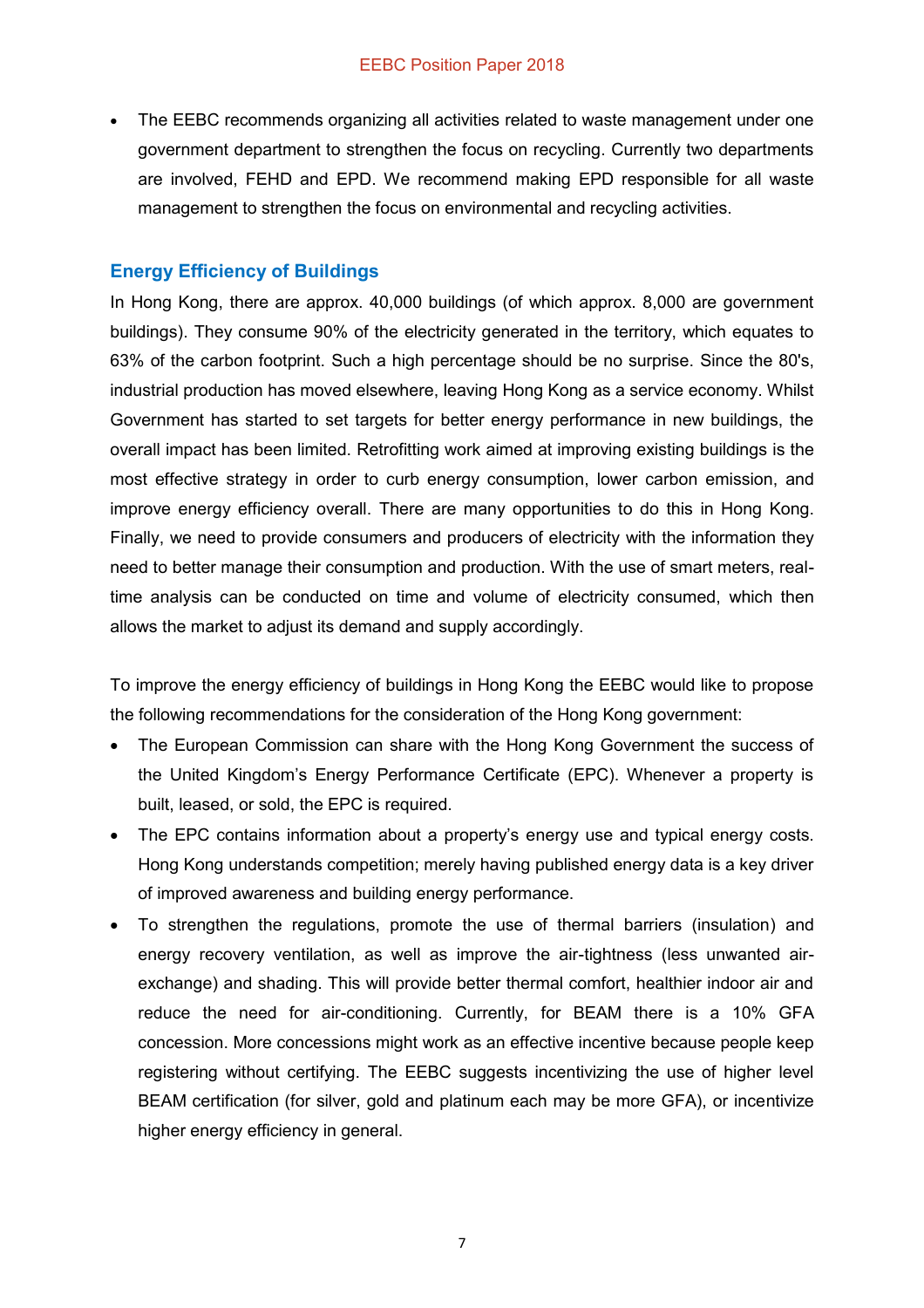- The EEBC recommends organizing all activities related to waste management under one government department to strengthen the focus on recycling. Currently two departments are involved, FEHD and EPD. We recommend making EPD responsible for all waste management to strengthen the focus on environmental and recycling activities.

## Energy Efficiency of Buildings

In Hong Kong, there are approx. 40,000 buildings (of which approx. 8,000 are government buildings). They consume 90% of the electricity generated in the territory, which equates to 63% of the carbon footprint. Such a high percentage should be no surprise. Since the 80's, industrial production has moved elsewhere, leaving Hong Kong as a service economy. Whilst Government has started to set targets for better energy performance in new buildings, the overall impact has been limited. Retrofitting work aimed at improving existing buildings is the most effective strategy in order to curb energy consumption, lower carbon emission, and improve energy efficiency overall. There are many opportunities to do this in Hong Kong. Finally, we need to provide consumers and producers of electricity with the information they need to better manage their consumption and production. With the use of smart meters, real-time analysis can be conducted on time and volume of electricity consumed, which then allows the market to adjust its demand and supply accordingly.

To improve the energy efficiency of buildings in Hong Kong the EEBC would like to propose the following recommendations for the consideration of the Hong Kong government:

- The European Commission can share with the Hong Kong Government the success of the United Kingdom's Energy Performance Certificate (EPC). Whenever a property is built, leased, or sold, the EPC is required.
- The EPC contains information about a property's energy use and typical energy costs. Hong Kong understands competition; merely having published energy data is a key driver of improved awareness and building energy performance.
- To strengthen the regulations, promote the use of thermal barriers (insulation) and energy recovery ventilation, as well as improve the air-tightness (less unwanted air-exchange) and shading. This will provide better thermal comfort, healthier indoor air and reduce the need for air-conditioning. Currently, for BEAM there is a 10% GFA concession. More concessions might work as an effective incentive because people keep registering without certifying. The EEBC suggests incentivizing the use of higher level BEAM certification (for silver, gold and platinum each may be more GFA), or incentivize higher energy efficiency in general.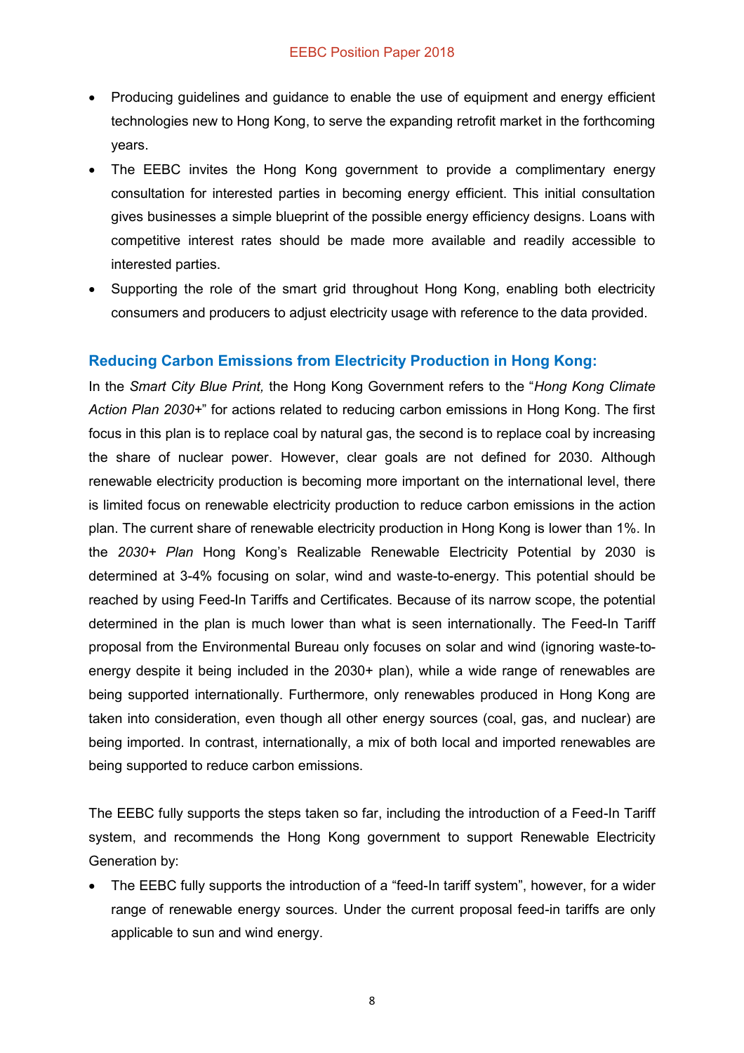- Producing guidelines and guidance to enable the use of equipment and energy efficient technologies new to Hong Kong, to serve the expanding retrofit market in the forthcoming years.
- The EEBC invites the Hong Kong government to provide a complimentary energy consultation for interested parties in becoming energy efficient. This initial consultation gives businesses a simple blueprint of the possible energy efficiency designs. Loans with competitive interest rates should be made more available and readily accessible to interested parties.
- Supporting the role of the smart grid throughout Hong Kong, enabling both electricity consumers and producers to adjust electricity usage with reference to the data provided.

### Reducing Carbon Emissions from Electricity Production in Hong Kong:

In the *Smart City Blue Print,* the Hong Kong Government refers to the "*Hong Kong Climate Action Plan 2030+*" for actions related to reducing carbon emissions in Hong Kong. The first focus in this plan is to replace coal by natural gas, the second is to replace coal by increasing the share of nuclear power. However, clear goals are not defined for 2030. Although renewable electricity production is becoming more important on the international level, there is limited focus on renewable electricity production to reduce carbon emissions in the action plan. The current share of renewable electricity production in Hong Kong is lower than 1%. In the *2030+ Plan* Hong Kong's Realizable Renewable Electricity Potential by 2030 is determined at 3-4% focusing on solar, wind and waste-to-energy. This potential should be reached by using Feed-In Tariffs and Certificates. Because of its narrow scope, the potential determined in the plan is much lower than what is seen internationally. The Feed-In Tariff proposal from the Environmental Bureau only focuses on solar and wind (ignoring waste-to-energy despite it being included in the 2030+ plan), while a wide range of renewables are being supported internationally. Furthermore, only renewables produced in Hong Kong are taken into consideration, even though all other energy sources (coal, gas, and nuclear) are being imported. In contrast, internationally, a mix of both local and imported renewables are being supported to reduce carbon emissions.

The EEBC fully supports the steps taken so far, including the introduction of a Feed-In Tariff system, and recommends the Hong Kong government to support Renewable Electricity Generation by:

- The EEBC fully supports the introduction of a "feed-In tariff system", however, for a wider range of renewable energy sources. Under the current proposal feed-in tariffs are only applicable to sun and wind energy.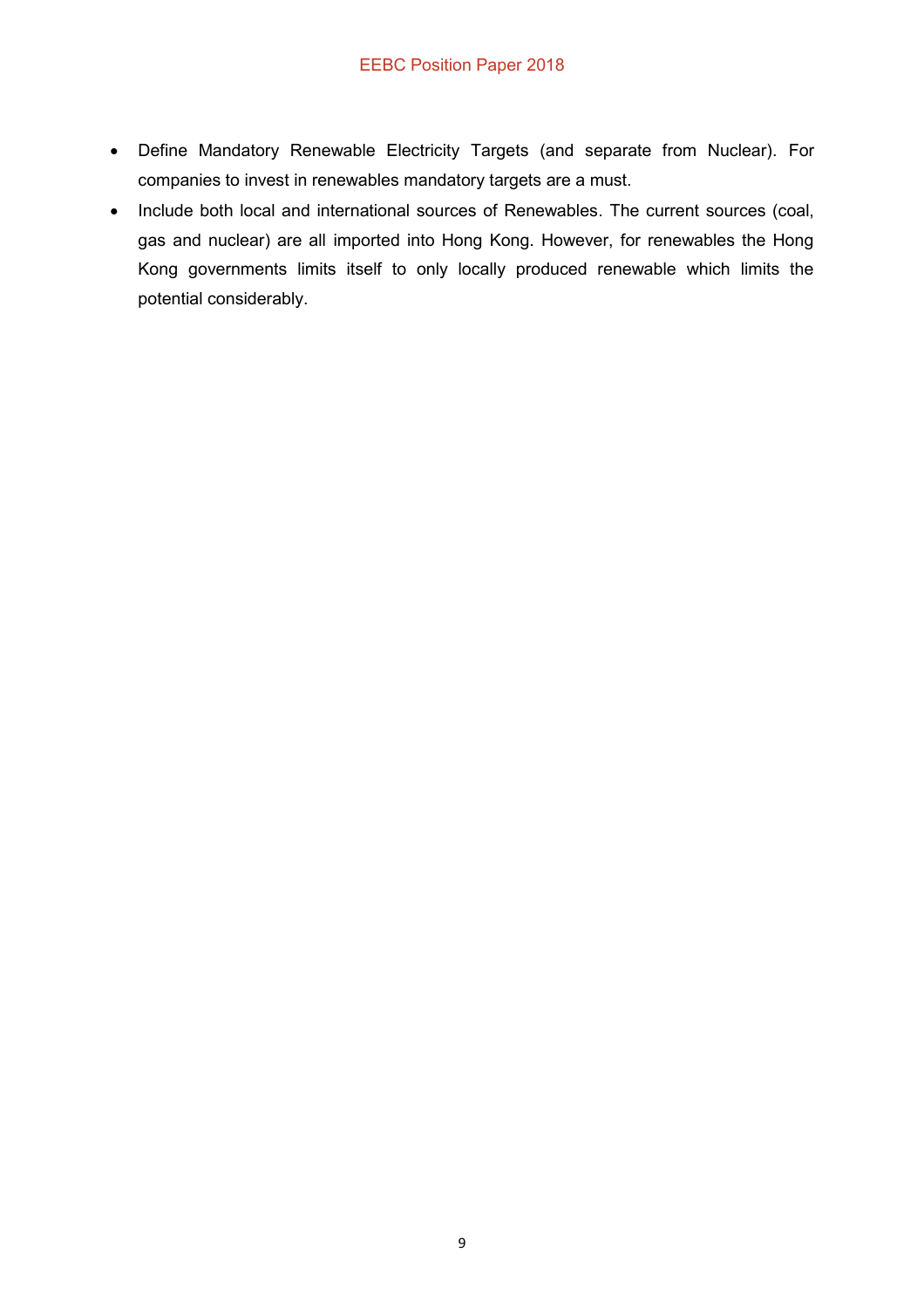- Define Mandatory Renewable Electricity Targets (and separate from Nuclear). For companies to invest in renewables mandatory targets are a must.
- Include both local and international sources of Renewables. The current sources (coal, gas and nuclear) are all imported into Hong Kong. However, for renewables the Hong Kong governments limits itself to only locally produced renewable which limits the potential considerably.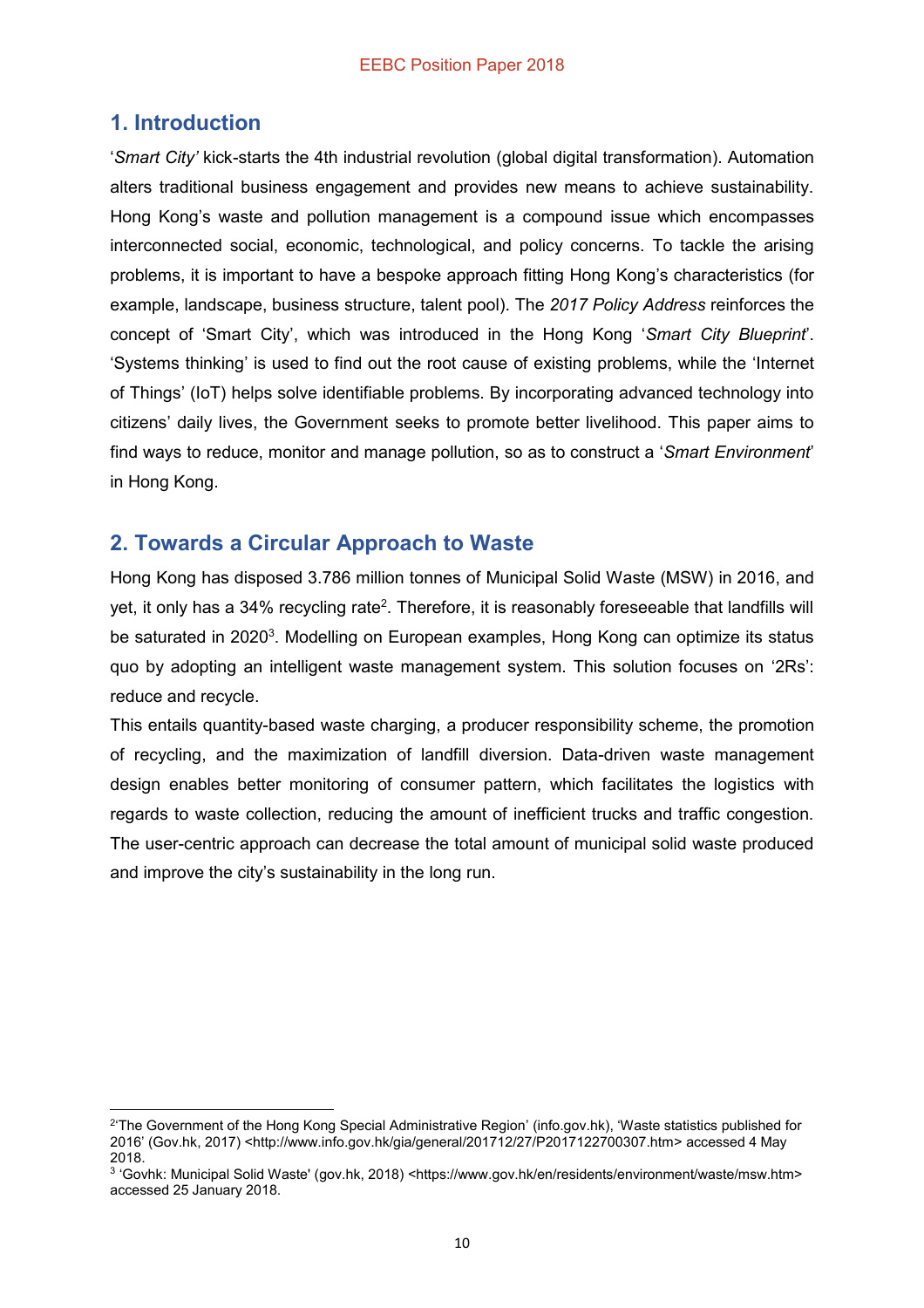## 1. Introduction

'*Smart City'* kick-starts the 4th industrial revolution (global digital transformation). Automation alters traditional business engagement and provides new means to achieve sustainability. Hong Kong's waste and pollution management is a compound issue which encompasses interconnected social, economic, technological, and policy concerns. To tackle the arising problems, it is important to have a bespoke approach fitting Hong Kong's characteristics (for example, landscape, business structure, talent pool). The *2017 Policy Address* reinforces the concept of 'Smart City', which was introduced in the Hong Kong '*Smart City Blueprint*'. 'Systems thinking' is used to find out the root cause of existing problems, while the 'Internet of Things' (IoT) helps solve identifiable problems. By incorporating advanced technology into citizens' daily lives, the Government seeks to promote better livelihood. This paper aims to find ways to reduce, monitor and manage pollution, so as to construct a '*Smart Environment*' in Hong Kong.

## 2. Towards a Circular Approach to Waste

Hong Kong has disposed 3.786 million tonnes of Municipal Solid Waste (MSW) in 2016, and yet, it only has a 34% recycling rate[2]. Therefore, it is reasonably foreseeable that landfills will be saturated in 2020[3]. Modelling on European examples, Hong Kong can optimize its status quo by adopting an intelligent waste management system. This solution focuses on '2Rs': reduce and recycle.

This entails quantity-based waste charging, a producer responsibility scheme, the promotion of recycling, and the maximization of landfill diversion. Data-driven waste management design enables better monitoring of consumer pattern, which facilitates the logistics with regards to waste collection, reducing the amount of inefficient trucks and traffic congestion. The user-centric approach can decrease the total amount of municipal solid waste produced and improve the city's sustainability in the long run.

---

[2] 'The Government of the Hong Kong Special Administrative Region' (info.gov.hk), 'Waste statistics published for 2016' (Gov.hk, 2017) <http://www.info.gov.hk/gia/general/201712/27/P2017122700307.htm> accessed 4 May 2018.

[3] 'Govhk: Municipal Solid Waste' (gov.hk, 2018) <https://www.gov.hk/en/residents/environment/waste/msw.htm> accessed 25 January 2018.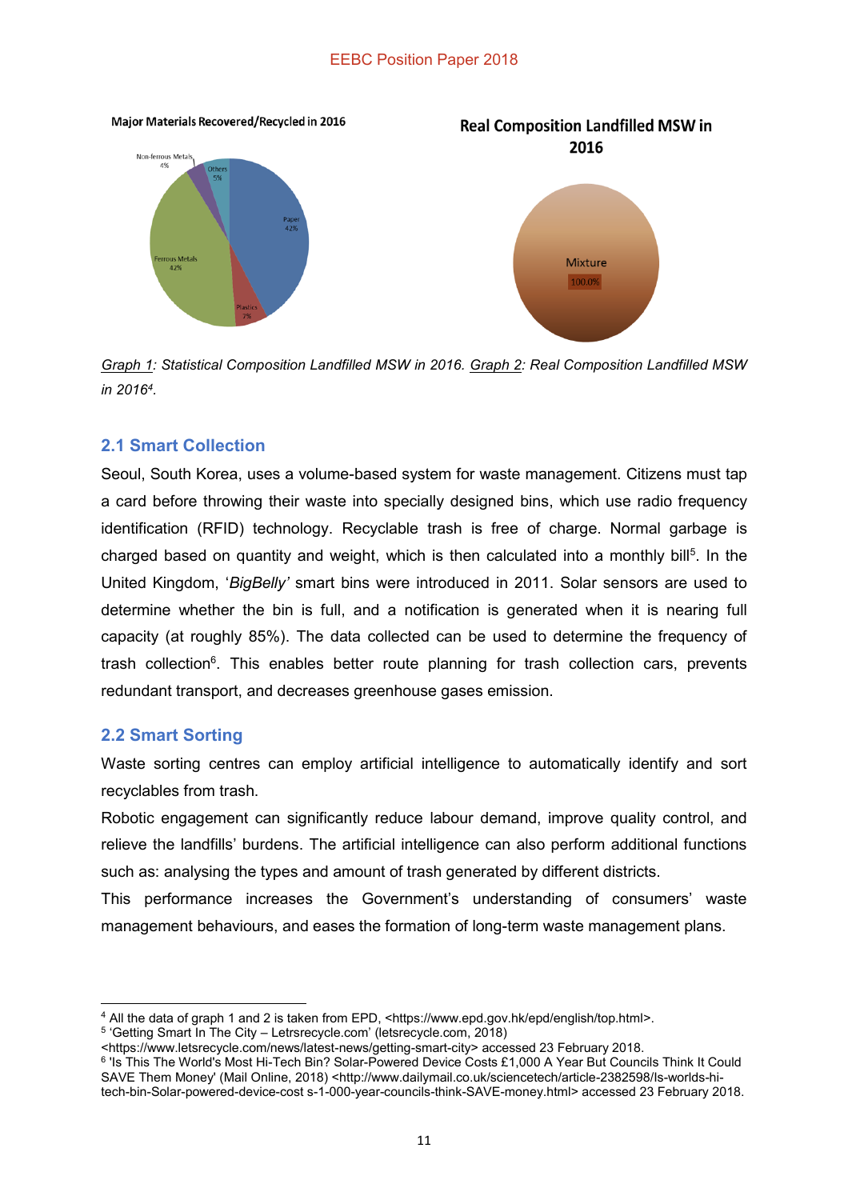Major Materials Recovered/Recycled in 2016

Non-ferrous Metals 4%

Others 5%

Paper 42%

Ferrous Metals 42%

Plastics 7%

Real Composition Landfilled MSW in 2016

Mixture 100.0%

Graph 1: Statistical Composition Landfilled MSW in 2016. Graph 2: Real Composition Landfilled MSW in 2016[4].

## 2.1 Smart Collection

Seoul, South Korea, uses a volume-based system for waste management. Citizens must tap a card before throwing their waste into specially designed bins, which use radio frequency identification (RFID) technology. Recyclable trash is free of charge. Normal garbage is charged based on quantity and weight, which is then calculated into a monthly bill[5]. In the United Kingdom, '*BigBelly'* smart bins were introduced in 2011. Solar sensors are used to determine whether the bin is full, and a notification is generated when it is nearing full capacity (at roughly 85%). The data collected can be used to determine the frequency of trash collection[6]. This enables better route planning for trash collection cars, prevents redundant transport, and decreases greenhouse gases emission.

## 2.2 Smart Sorting

Waste sorting centres can employ artificial intelligence to automatically identify and sort recyclables from trash.

Robotic engagement can significantly reduce labour demand, improve quality control, and relieve the landfills' burdens. The artificial intelligence can also perform additional functions such as: analysing the types and amount of trash generated by different districts.

This performance increases the Government's understanding of consumers' waste management behaviours, and eases the formation of long-term waste management plans.

---

[4] All the data of graph 1 and 2 is taken from EPD, <https://www.epd.gov.hk/epd/english/top.html>.

[5] 'Getting Smart In The City – Letrsrecycle.com' (letsrecycle.com, 2018) <https://www.letsrecycle.com/news/latest-news/getting-smart-city> accessed 23 February 2018.

[6] 'Is This The World's Most Hi-Tech Bin? Solar-Powered Device Costs £1,000 A Year But Councils Think It Could SAVE Them Money' (Mail Online, 2018) <http://www.dailymail.co.uk/sciencetech/article-2382598/Is-worlds-hi-tech-bin-Solar-powered-device-cost s-1-000-year-councils-think-SAVE-money.html> accessed 23 February 2018.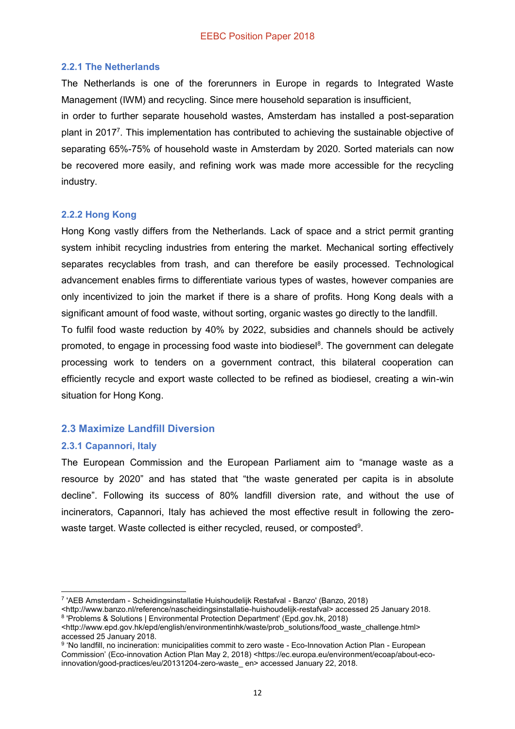### 2.2.1 The Netherlands

The Netherlands is one of the forerunners in Europe in regards to Integrated Waste Management (IWM) and recycling. Since mere household separation is insufficient,

in order to further separate household wastes, Amsterdam has installed a post-separation plant in 2017[7]. This implementation has contributed to achieving the sustainable objective of separating 65%-75% of household waste in Amsterdam by 2020. Sorted materials can now be recovered more easily, and refining work was made more accessible for the recycling industry.

### 2.2.2 Hong Kong

Hong Kong vastly differs from the Netherlands. Lack of space and a strict permit granting system inhibit recycling industries from entering the market. Mechanical sorting effectively separates recyclables from trash, and can therefore be easily processed. Technological advancement enables firms to differentiate various types of wastes, however companies are only incentivized to join the market if there is a share of profits. Hong Kong deals with a significant amount of food waste, without sorting, organic wastes go directly to the landfill.

To fulfil food waste reduction by 40% by 2022, subsidies and channels should be actively promoted, to engage in processing food waste into biodiesel[8]. The government can delegate processing work to tenders on a government contract, this bilateral cooperation can efficiently recycle and export waste collected to be refined as biodiesel, creating a win-win situation for Hong Kong.

## 2.3 Maximize Landfill Diversion

### 2.3.1 Capannori, Italy

The European Commission and the European Parliament aim to "manage waste as a resource by 2020" and has stated that "the waste generated per capita is in absolute decline". Following its success of 80% landfill diversion rate, and without the use of incinerators, Capannori, Italy has achieved the most effective result in following the zero-waste target. Waste collected is either recycled, reused, or composted[9].

---

[7] 'AEB Amsterdam - Scheidingsinstallatie Huishoudelijk Restafval - Banzo' (Banzo, 2018) <http://www.banzo.nl/reference/nascheidingsinstallatie-huishoudelijk-restafval> accessed 25 January 2018.

[8] 'Problems & Solutions | Environmental Protection Department' (Epd.gov.hk, 2018) <http://www.epd.gov.hk/epd/english/environmentinhk/waste/prob_solutions/food_waste_challenge.html> accessed 25 January 2018.

[9] 'No landfill, no incineration: municipalities commit to zero waste - Eco-Innovation Action Plan - European Commission' (Eco-innovation Action Plan May 2, 2018) <https://ec.europa.eu/environment/ecoap/about-eco-innovation/good-practices/eu/20131204-zero-waste_ en> accessed January 22, 2018.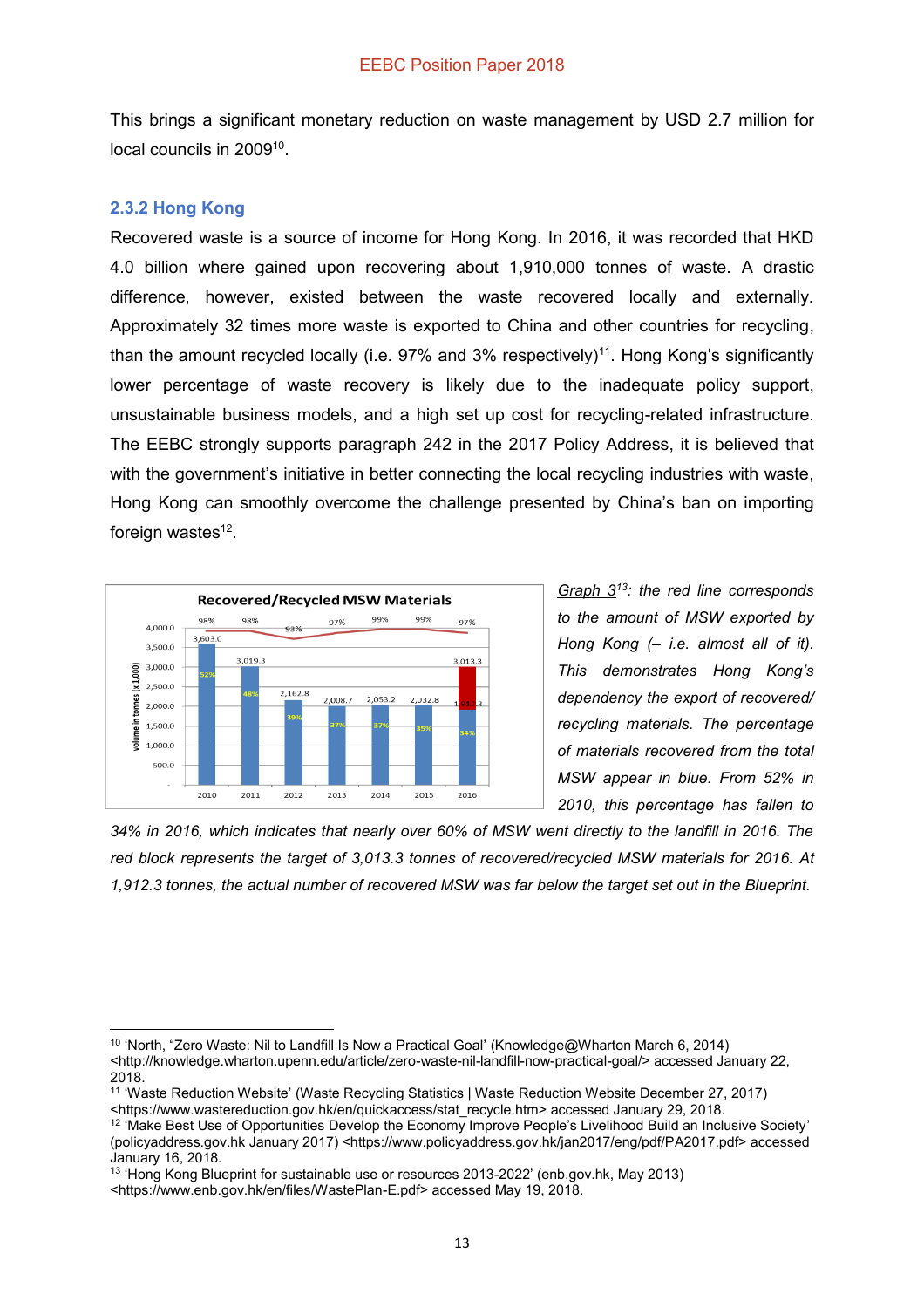This brings a significant monetary reduction on waste management by USD 2.7 million for local councils in 2009[10].

### 2.3.2 Hong Kong

Recovered waste is a source of income for Hong Kong. In 2016, it was recorded that HKD 4.0 billion where gained upon recovering about 1,910,000 tonnes of waste. A drastic difference, however, existed between the waste recovered locally and externally. Approximately 32 times more waste is exported to China and other countries for recycling, than the amount recycled locally (i.e. 97% and 3% respectively)[11]. Hong Kong's significantly lower percentage of waste recovery is likely due to the inadequate policy support, unsustainable business models, and a high set up cost for recycling-related infrastructure. The EEBC strongly supports paragraph 242 in the 2017 Policy Address, it is believed that with the government's initiative in better connecting the local recycling industries with waste, Hong Kong can smoothly overcome the challenge presented by China's ban on importing foreign wastes[12].

**Recovered/Recycled MSW Materials**

| Year | Volume in tonnes (x 1,000) | % of total MSW recovered (blue) | % exported (red line) |
|---|---|---|---|
| 2010 | 3,603.0 | 52% | 98% |
| 2011 | 3,019.3 | 48% | 98% |
| 2012 | 2,162.8 | 39% | 93% |
| 2013 | 2,008.7 | 37% | 97% |
| 2014 | 2,053.2 | 37% | 99% |
| 2015 | 2,032.8 | 35% | 99% |
| 2016 | 1,912.3 (target 3,013.3) | 34% | 97% |

*Graph 3[13]: the red line corresponds to the amount of MSW exported by Hong Kong (– i.e. almost all of it). This demonstrates Hong Kong's dependency the export of recovered/ recycling materials. The percentage of materials recovered from the total MSW appear in blue. From 52% in 2010, this percentage has fallen to 34% in 2016, which indicates that nearly over 60% of MSW went directly to the landfill in 2016. The red block represents the target of 3,013.3 tonnes of recovered/recycled MSW materials for 2016. At 1,912.3 tonnes, the actual number of recovered MSW was far below the target set out in the Blueprint.*

---

[10] 'North, "Zero Waste: Nil to Landfill Is Now a Practical Goal' (Knowledge@Wharton March 6, 2014) <http://knowledge.wharton.upenn.edu/article/zero-waste-nil-landfill-now-practical-goal/> accessed January 22, 2018.

[11] 'Waste Reduction Website' (Waste Recycling Statistics | Waste Reduction Website December 27, 2017) <https://www.wastereduction.gov.hk/en/quickaccess/stat_recycle.htm> accessed January 29, 2018.

[12] 'Make Best Use of Opportunities Develop the Economy Improve People's Livelihood Build an Inclusive Society' (policyaddress.gov.hk January 2017) <https://www.policyaddress.gov.hk/jan2017/eng/pdf/PA2017.pdf> accessed January 16, 2018.

[13] 'Hong Kong Blueprint for sustainable use or resources 2013-2022' (enb.gov.hk, May 2013) <https://www.enb.gov.hk/en/files/WastePlan-E.pdf> accessed May 19, 2018.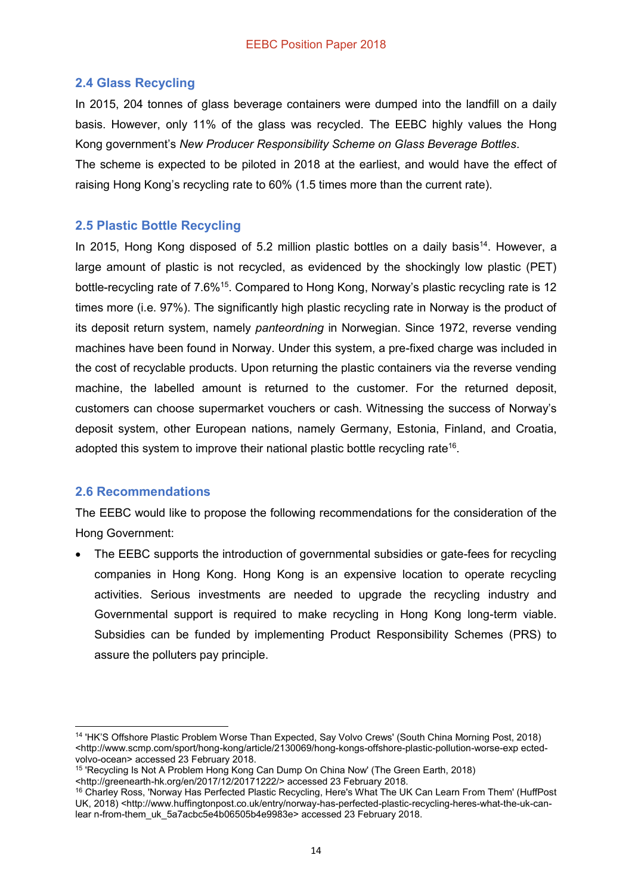## 2.4 Glass Recycling

In 2015, 204 tonnes of glass beverage containers were dumped into the landfill on a daily basis. However, only 11% of the glass was recycled. The EEBC highly values the Hong Kong government's *New Producer Responsibility Scheme on Glass Beverage Bottles*.

The scheme is expected to be piloted in 2018 at the earliest, and would have the effect of raising Hong Kong's recycling rate to 60% (1.5 times more than the current rate).

## 2.5 Plastic Bottle Recycling

In 2015, Hong Kong disposed of 5.2 million plastic bottles on a daily basis[14]. However, a large amount of plastic is not recycled, as evidenced by the shockingly low plastic (PET) bottle-recycling rate of 7.6%[15]. Compared to Hong Kong, Norway's plastic recycling rate is 12 times more (i.e. 97%). The significantly high plastic recycling rate in Norway is the product of its deposit return system, namely *panteordning* in Norwegian. Since 1972, reverse vending machines have been found in Norway. Under this system, a pre-fixed charge was included in the cost of recyclable products. Upon returning the plastic containers via the reverse vending machine, the labelled amount is returned to the customer. For the returned deposit, customers can choose supermarket vouchers or cash. Witnessing the success of Norway's deposit system, other European nations, namely Germany, Estonia, Finland, and Croatia, adopted this system to improve their national plastic bottle recycling rate[16].

## 2.6 Recommendations

The EEBC would like to propose the following recommendations for the consideration of the Hong Government:

- The EEBC supports the introduction of governmental subsidies or gate-fees for recycling companies in Hong Kong. Hong Kong is an expensive location to operate recycling activities. Serious investments are needed to upgrade the recycling industry and Governmental support is required to make recycling in Hong Kong long-term viable. Subsidies can be funded by implementing Product Responsibility Schemes (PRS) to assure the polluters pay principle.

---

[14] 'HK'S Offshore Plastic Problem Worse Than Expected, Say Volvo Crews' (South China Morning Post, 2018) <http://www.scmp.com/sport/hong-kong/article/2130069/hong-kongs-offshore-plastic-pollution-worse-exp ected-volvo-ocean> accessed 23 February 2018.

[15] 'Recycling Is Not A Problem Hong Kong Can Dump On China Now' (The Green Earth, 2018) <http://greenearth-hk.org/en/2017/12/20171222/> accessed 23 February 2018.

[16] Charley Ross, 'Norway Has Perfected Plastic Recycling, Here's What The UK Can Learn From Them' (HuffPost UK, 2018) <http://www.huffingtonpost.co.uk/entry/norway-has-perfected-plastic-recycling-heres-what-the-uk-can-lear n-from-them_uk_5a7acbc5e4b06505b4e9983e> accessed 23 February 2018.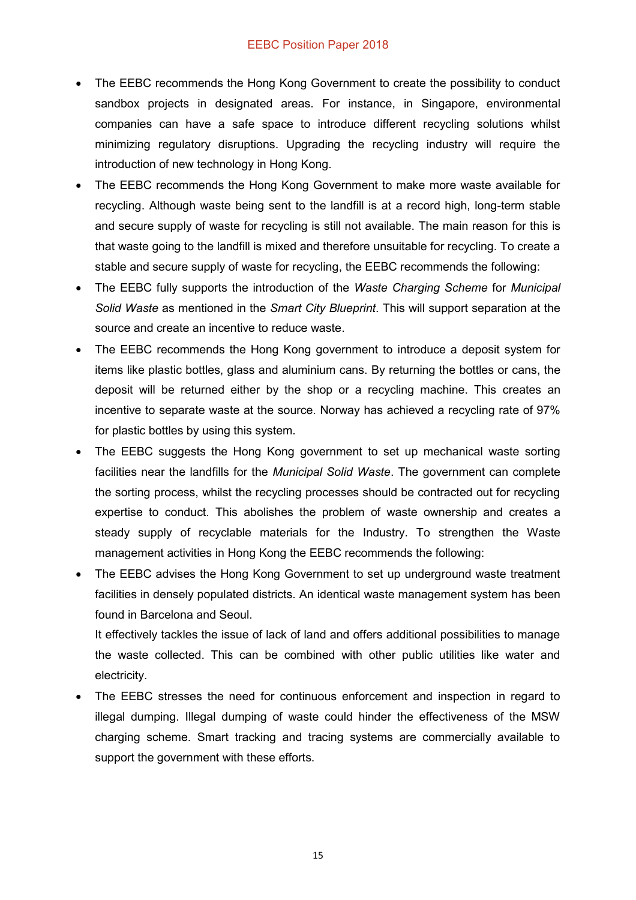- The EEBC recommends the Hong Kong Government to create the possibility to conduct sandbox projects in designated areas. For instance, in Singapore, environmental companies can have a safe space to introduce different recycling solutions whilst minimizing regulatory disruptions. Upgrading the recycling industry will require the introduction of new technology in Hong Kong.
- The EEBC recommends the Hong Kong Government to make more waste available for recycling. Although waste being sent to the landfill is at a record high, long-term stable and secure supply of waste for recycling is still not available. The main reason for this is that waste going to the landfill is mixed and therefore unsuitable for recycling. To create a stable and secure supply of waste for recycling, the EEBC recommends the following:
- The EEBC fully supports the introduction of the *Waste Charging Scheme* for *Municipal Solid Waste* as mentioned in the *Smart City Blueprint*. This will support separation at the source and create an incentive to reduce waste.
- The EEBC recommends the Hong Kong government to introduce a deposit system for items like plastic bottles, glass and aluminium cans. By returning the bottles or cans, the deposit will be returned either by the shop or a recycling machine. This creates an incentive to separate waste at the source. Norway has achieved a recycling rate of 97% for plastic bottles by using this system.
- The EEBC suggests the Hong Kong government to set up mechanical waste sorting facilities near the landfills for the *Municipal Solid Waste*. The government can complete the sorting process, whilst the recycling processes should be contracted out for recycling expertise to conduct. This abolishes the problem of waste ownership and creates a steady supply of recyclable materials for the Industry. To strengthen the Waste management activities in Hong Kong the EEBC recommends the following:
- The EEBC advises the Hong Kong Government to set up underground waste treatment facilities in densely populated districts. An identical waste management system has been found in Barcelona and Seoul.

  It effectively tackles the issue of lack of land and offers additional possibilities to manage the waste collected. This can be combined with other public utilities like water and electricity.
- The EEBC stresses the need for continuous enforcement and inspection in regard to illegal dumping. Illegal dumping of waste could hinder the effectiveness of the MSW charging scheme. Smart tracking and tracing systems are commercially available to support the government with these efforts.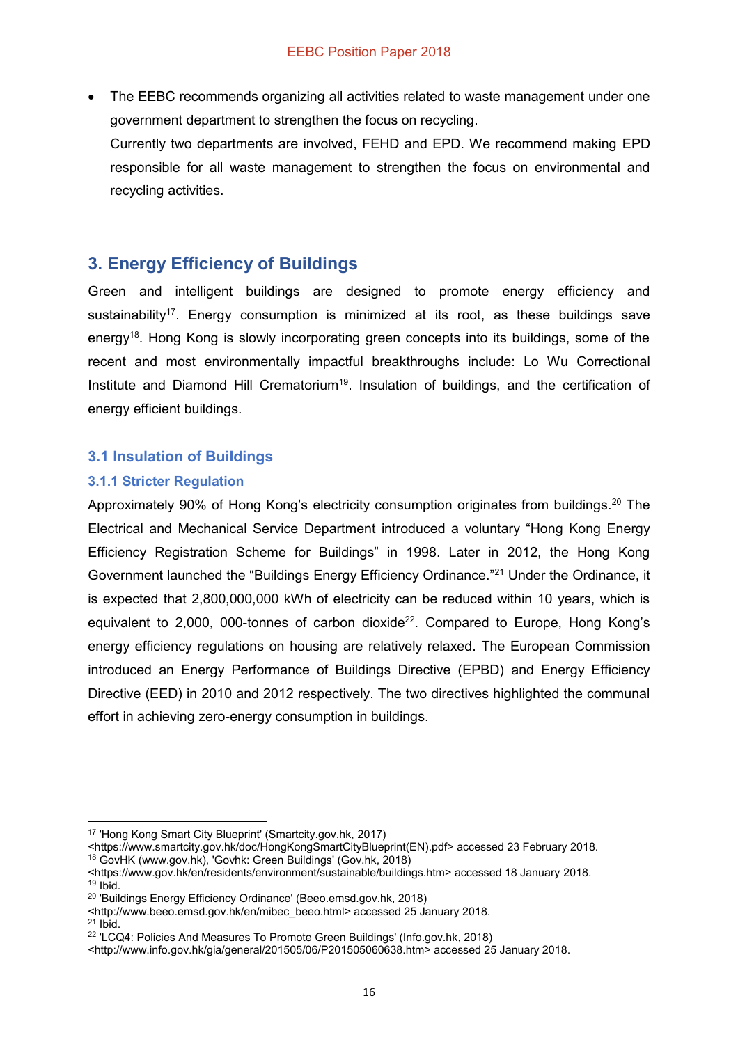- The EEBC recommends organizing all activities related to waste management under one government department to strengthen the focus on recycling.
  Currently two departments are involved, FEHD and EPD. We recommend making EPD responsible for all waste management to strengthen the focus on environmental and recycling activities.

## 3. Energy Efficiency of Buildings

Green and intelligent buildings are designed to promote energy efficiency and sustainability[17]. Energy consumption is minimized at its root, as these buildings save energy[18]. Hong Kong is slowly incorporating green concepts into its buildings, some of the recent and most environmentally impactful breakthroughs include: Lo Wu Correctional Institute and Diamond Hill Crematorium[19]. Insulation of buildings, and the certification of energy efficient buildings.

### 3.1 Insulation of Buildings

#### 3.1.1 Stricter Regulation

Approximately 90% of Hong Kong's electricity consumption originates from buildings.[20] The Electrical and Mechanical Service Department introduced a voluntary "Hong Kong Energy Efficiency Registration Scheme for Buildings" in 1998. Later in 2012, the Hong Kong Government launched the "Buildings Energy Efficiency Ordinance."[21] Under the Ordinance, it is expected that 2,800,000,000 kWh of electricity can be reduced within 10 years, which is equivalent to 2,000, 000-tonnes of carbon dioxide[22]. Compared to Europe, Hong Kong's energy efficiency regulations on housing are relatively relaxed. The European Commission introduced an Energy Performance of Buildings Directive (EPBD) and Energy Efficiency Directive (EED) in 2010 and 2012 respectively. The two directives highlighted the communal effort in achieving zero-energy consumption in buildings.

---

[17] 'Hong Kong Smart City Blueprint' (Smartcity.gov.hk, 2017) <https://www.smartcity.gov.hk/doc/HongKongSmartCityBlueprint(EN).pdf> accessed 23 February 2018.

[18] GovHK (www.gov.hk), 'Govhk: Green Buildings' (Gov.hk, 2018) <https://www.gov.hk/en/residents/environment/sustainable/buildings.htm> accessed 18 January 2018.

[19] Ibid.

[20] 'Buildings Energy Efficiency Ordinance' (Beeo.emsd.gov.hk, 2018) <http://www.beeo.emsd.gov.hk/en/mibec_beeo.html> accessed 25 January 2018.

[21] Ibid.

[22] 'LCQ4: Policies And Measures To Promote Green Buildings' (Info.gov.hk, 2018) <http://www.info.gov.hk/gia/general/201505/06/P201505060638.htm> accessed 25 January 2018.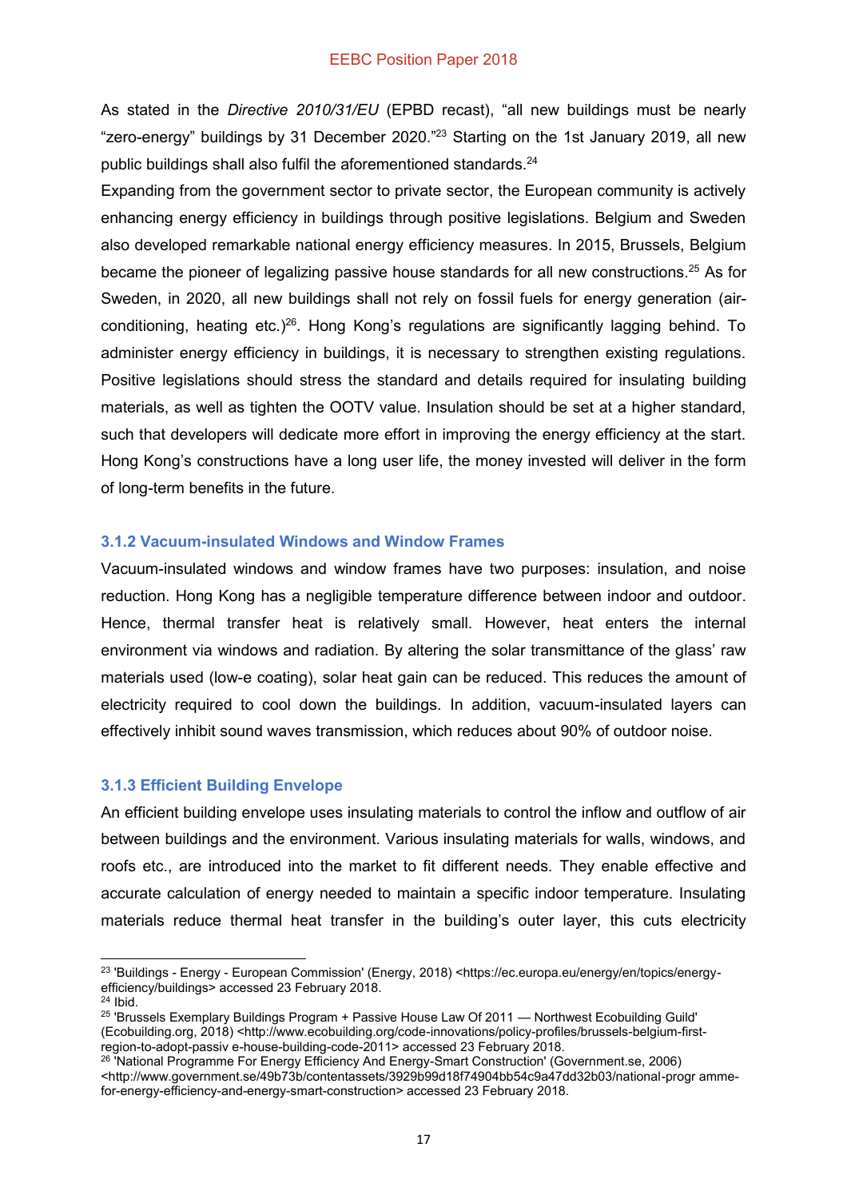As stated in the *Directive 2010/31/EU* (EPBD recast), "all new buildings must be nearly "zero-energy" buildings by 31 December 2020."[23] Starting on the 1st January 2019, all new public buildings shall also fulfil the aforementioned standards.[24]

Expanding from the government sector to private sector, the European community is actively enhancing energy efficiency in buildings through positive legislations. Belgium and Sweden also developed remarkable national energy efficiency measures. In 2015, Brussels, Belgium became the pioneer of legalizing passive house standards for all new constructions.[25] As for Sweden, in 2020, all new buildings shall not rely on fossil fuels for energy generation (air-conditioning, heating etc.)[26]. Hong Kong's regulations are significantly lagging behind. To administer energy efficiency in buildings, it is necessary to strengthen existing regulations. Positive legislations should stress the standard and details required for insulating building materials, as well as tighten the OOTV value. Insulation should be set at a higher standard, such that developers will dedicate more effort in improving the energy efficiency at the start. Hong Kong's constructions have a long user life, the money invested will deliver in the form of long-term benefits in the future.

### 3.1.2 Vacuum-insulated Windows and Window Frames

Vacuum-insulated windows and window frames have two purposes: insulation, and noise reduction. Hong Kong has a negligible temperature difference between indoor and outdoor. Hence, thermal transfer heat is relatively small. However, heat enters the internal environment via windows and radiation. By altering the solar transmittance of the glass' raw materials used (low-e coating), solar heat gain can be reduced. This reduces the amount of electricity required to cool down the buildings. In addition, vacuum-insulated layers can effectively inhibit sound waves transmission, which reduces about 90% of outdoor noise.

### 3.1.3 Efficient Building Envelope

An efficient building envelope uses insulating materials to control the inflow and outflow of air between buildings and the environment. Various insulating materials for walls, windows, and roofs etc., are introduced into the market to fit different needs. They enable effective and accurate calculation of energy needed to maintain a specific indoor temperature. Insulating materials reduce thermal heat transfer in the building's outer layer, this cuts electricity

---

[23] 'Buildings - Energy - European Commission' (Energy, 2018) <https://ec.europa.eu/energy/en/topics/energy-efficiency/buildings> accessed 23 February 2018.

[24] Ibid.

[25] 'Brussels Exemplary Buildings Program + Passive House Law Of 2011 — Northwest Ecobuilding Guild' (Ecobuilding.org, 2018) <http://www.ecobuilding.org/code-innovations/policy-profiles/brussels-belgium-first-region-to-adopt-passiv e-house-building-code-2011> accessed 23 February 2018.

[26] 'National Programme For Energy Efficiency And Energy-Smart Construction' (Government.se, 2006) <http://www.government.se/49b73b/contentassets/3929b99d18f74904bb54c9a47dd32b03/national-progr amme-for-energy-efficiency-and-energy-smart-construction> accessed 23 February 2018.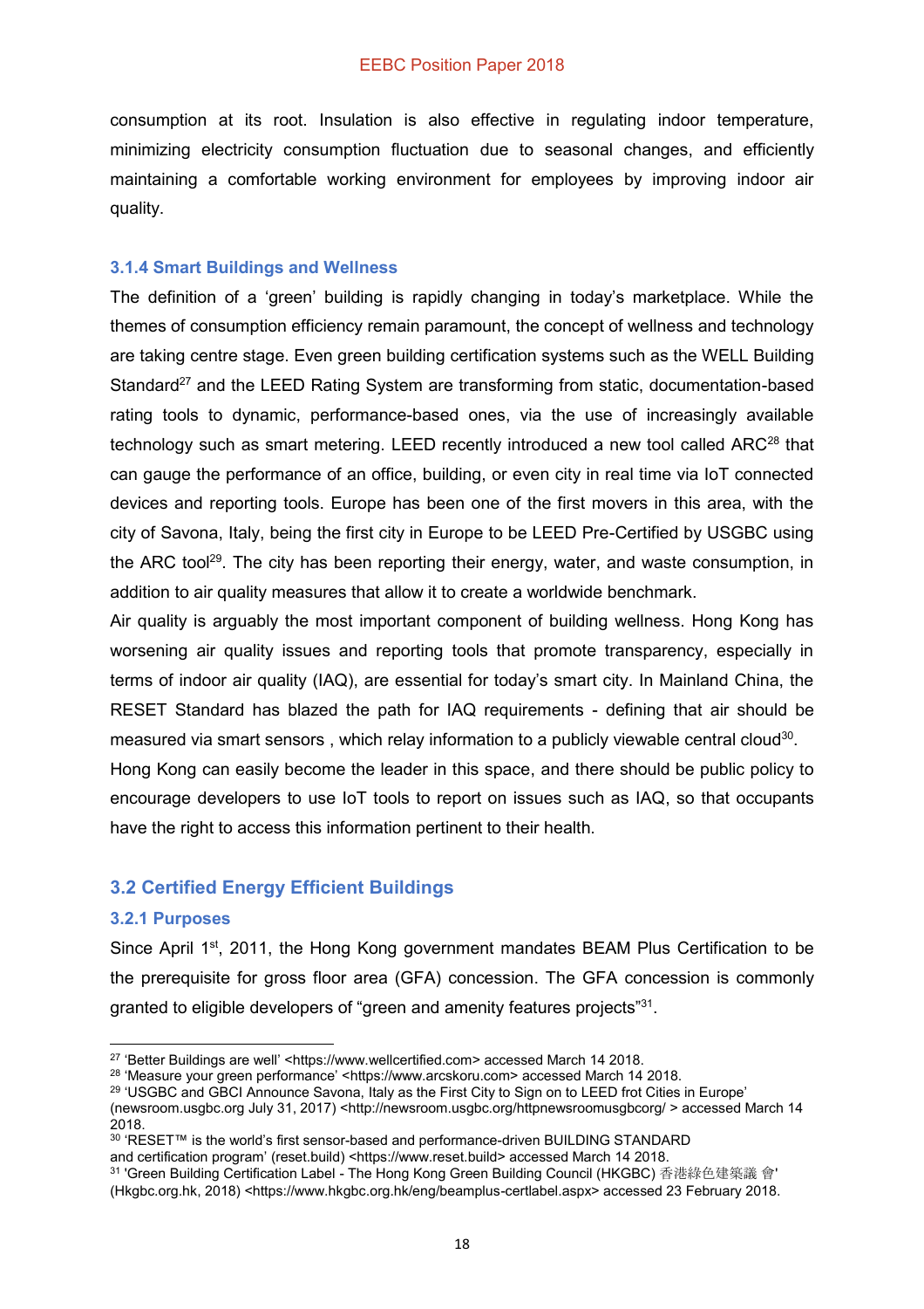consumption at its root. Insulation is also effective in regulating indoor temperature, minimizing electricity consumption fluctuation due to seasonal changes, and efficiently maintaining a comfortable working environment for employees by improving indoor air quality.

### 3.1.4 Smart Buildings and Wellness

The definition of a 'green' building is rapidly changing in today's marketplace. While the themes of consumption efficiency remain paramount, the concept of wellness and technology are taking centre stage. Even green building certification systems such as the WELL Building Standard[27] and the LEED Rating System are transforming from static, documentation-based rating tools to dynamic, performance-based ones, via the use of increasingly available technology such as smart metering. LEED recently introduced a new tool called ARC[28] that can gauge the performance of an office, building, or even city in real time via IoT connected devices and reporting tools. Europe has been one of the first movers in this area, with the city of Savona, Italy, being the first city in Europe to be LEED Pre-Certified by USGBC using the ARC tool[29]. The city has been reporting their energy, water, and waste consumption, in addition to air quality measures that allow it to create a worldwide benchmark.

Air quality is arguably the most important component of building wellness. Hong Kong has worsening air quality issues and reporting tools that promote transparency, especially in terms of indoor air quality (IAQ), are essential for today's smart city. In Mainland China, the RESET Standard has blazed the path for IAQ requirements - defining that air should be measured via smart sensors , which relay information to a publicly viewable central cloud[30]. Hong Kong can easily become the leader in this space, and there should be public policy to encourage developers to use IoT tools to report on issues such as IAQ, so that occupants have the right to access this information pertinent to their health.

## 3.2 Certified Energy Efficient Buildings

### 3.2.1 Purposes

Since April 1st, 2011, the Hong Kong government mandates BEAM Plus Certification to be the prerequisite for gross floor area (GFA) concession. The GFA concession is commonly granted to eligible developers of "green and amenity features projects"[31].

---

[27] 'Better Buildings are well' <https://www.wellcertified.com> accessed March 14 2018.

[28] 'Measure your green performance' <https://www.arcskoru.com> accessed March 14 2018.

[29] 'USGBC and GBCI Announce Savona, Italy as the First City to Sign on to LEED frot Cities in Europe' (newsroom.usgbc.org July 31, 2017) <http://newsroom.usgbc.org/httpnewsroomusgbcorg/ > accessed March 14 2018.

[30] 'RESET™ is the world's first sensor-based and performance-driven BUILDING STANDARD and certification program' (reset.build) <https://www.reset.build> accessed March 14 2018.

[31] 'Green Building Certification Label - The Hong Kong Green Building Council (HKGBC) 香港綠色建築議 會' (Hkgbc.org.hk, 2018) <https://www.hkgbc.org.hk/eng/beamplus-certlabel.aspx> accessed 23 February 2018.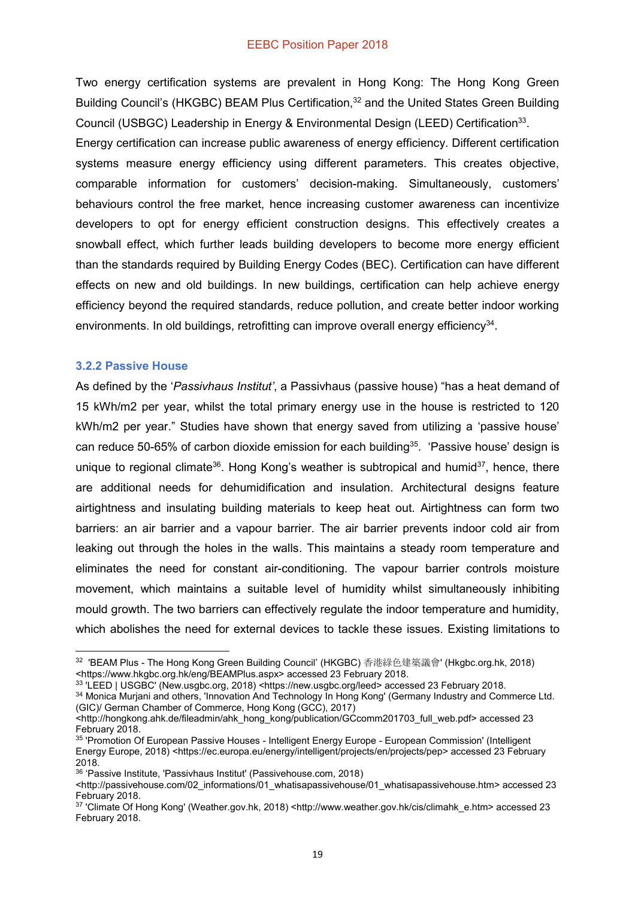Two energy certification systems are prevalent in Hong Kong: The Hong Kong Green Building Council's (HKGBC) BEAM Plus Certification,[32] and the United States Green Building Council (USBGC) Leadership in Energy & Environmental Design (LEED) Certification[33].

Energy certification can increase public awareness of energy efficiency. Different certification systems measure energy efficiency using different parameters. This creates objective, comparable information for customers' decision-making. Simultaneously, customers' behaviours control the free market, hence increasing customer awareness can incentivize developers to opt for energy efficient construction designs. This effectively creates a snowball effect, which further leads building developers to become more energy efficient than the standards required by Building Energy Codes (BEC). Certification can have different effects on new and old buildings. In new buildings, certification can help achieve energy efficiency beyond the required standards, reduce pollution, and create better indoor working environments. In old buildings, retrofitting can improve overall energy efficiency[34].

### 3.2.2 Passive House

As defined by the '*Passivhaus Institut'*, a Passivhaus (passive house) "has a heat demand of 15 kWh/m2 per year, whilst the total primary energy use in the house is restricted to 120 kWh/m2 per year." Studies have shown that energy saved from utilizing a 'passive house' can reduce 50-65% of carbon dioxide emission for each building[35]. 'Passive house' design is unique to regional climate[36]. Hong Kong's weather is subtropical and humid[37], hence, there are additional needs for dehumidification and insulation. Architectural designs feature airtightness and insulating building materials to keep heat out. Airtightness can form two barriers: an air barrier and a vapour barrier. The air barrier prevents indoor cold air from leaking out through the holes in the walls. This maintains a steady room temperature and eliminates the need for constant air-conditioning. The vapour barrier controls moisture movement, which maintains a suitable level of humidity whilst simultaneously inhibiting mould growth. The two barriers can effectively regulate the indoor temperature and humidity, which abolishes the need for external devices to tackle these issues. Existing limitations to

---

[32] 'BEAM Plus - The Hong Kong Green Building Council' (HKGBC) 香港綠色建築議會' (Hkgbc.org.hk, 2018) <https://www.hkgbc.org.hk/eng/BEAMPlus.aspx> accessed 23 February 2018.

[33] 'LEED | USGBC' (New.usgbc.org, 2018) <https://new.usgbc.org/leed> accessed 23 February 2018.

[34] Monica Murjani and others, 'Innovation And Technology In Hong Kong' (Germany Industry and Commerce Ltd. (GIC)/ German Chamber of Commerce, Hong Kong (GCC), 2017) <http://hongkong.ahk.de/fileadmin/ahk_hong_kong/publication/GCcomm201703_full_web.pdf> accessed 23 February 2018.

[35] 'Promotion Of European Passive Houses - Intelligent Energy Europe - European Commission' (Intelligent Energy Europe, 2018) <https://ec.europa.eu/energy/intelligent/projects/en/projects/pep> accessed 23 February 2018.

[36] 'Passive Institute, 'Passivhaus Institut' (Passivehouse.com, 2018) <http://passivehouse.com/02_informations/01_whatisapassivehouse/01_whatisapassivehouse.htm> accessed 23 February 2018.

[37] 'Climate Of Hong Kong' (Weather.gov.hk, 2018) <http://www.weather.gov.hk/cis/climahk_e.htm> accessed 23 February 2018.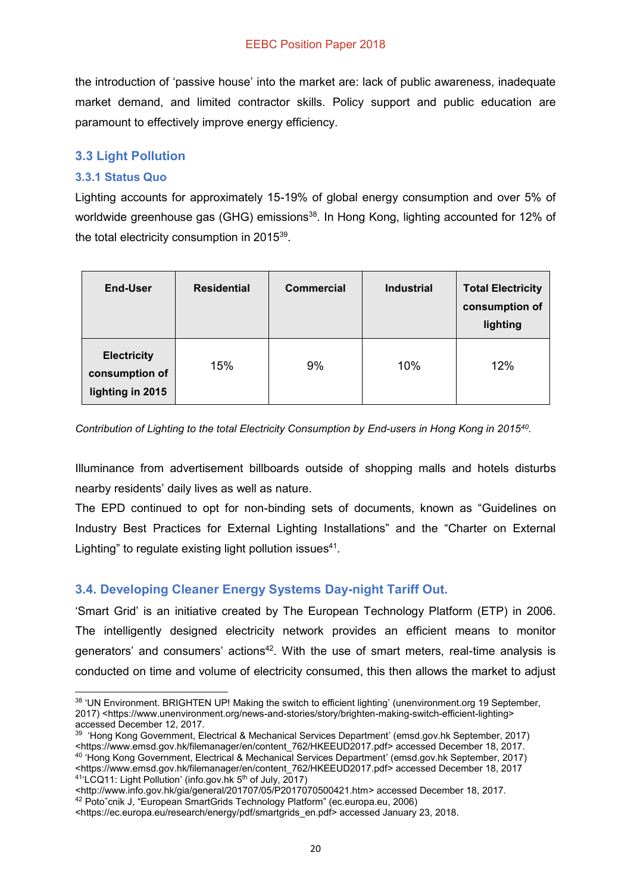the introduction of 'passive house' into the market are: lack of public awareness, inadequate market demand, and limited contractor skills. Policy support and public education are paramount to effectively improve energy efficiency.

## 3.3 Light Pollution

### 3.3.1 Status Quo

Lighting accounts for approximately 15-19% of global energy consumption and over 5% of worldwide greenhouse gas (GHG) emissions[38]. In Hong Kong, lighting accounted for 12% of the total electricity consumption in 2015[39].

| End-User | Residential | Commercial | Industrial | Total Electricity consumption of lighting |
|---|---|---|---|---|
| **Electricity consumption of lighting in 2015** | 15% | 9% | 10% | 12% |

*Contribution of Lighting to the total Electricity Consumption by End-users in Hong Kong in 2015[40].*

Illuminance from advertisement billboards outside of shopping malls and hotels disturbs nearby residents' daily lives as well as nature.

The EPD continued to opt for non-binding sets of documents, known as "Guidelines on Industry Best Practices for External Lighting Installations" and the "Charter on External Lighting" to regulate existing light pollution issues[41].

## 3.4. Developing Cleaner Energy Systems Day-night Tariff Out.

'Smart Grid' is an initiative created by The European Technology Platform (ETP) in 2006. The intelligently designed electricity network provides an efficient means to monitor generators' and consumers' actions[42]. With the use of smart meters, real-time analysis is conducted on time and volume of electricity consumed, this then allows the market to adjust

---

[38] 'UN Environment. BRIGHTEN UP! Making the switch to efficient lighting' (unenvironment.org 19 September, 2017) <https://www.unenvironment.org/news-and-stories/story/brighten-making-switch-efficient-lighting> accessed December 12, 2017.

[39] 'Hong Kong Government, Electrical & Mechanical Services Department' (emsd.gov.hk September, 2017) <https://www.emsd.gov.hk/filemanager/en/content_762/HKEEUD2017.pdf> accessed December 18, 2017.

[40] 'Hong Kong Government, Electrical & Mechanical Services Department' (emsd.gov.hk September, 2017) <https://www.emsd.gov.hk/filemanager/en/content_762/HKEEUD2017.pdf> accessed December 18, 2017

[41] 'LCQ11: Light Pollution' (info.gov.hk 5th of July, 2017) <http://www.info.gov.hk/gia/general/201707/05/P2017070500421.htm> accessed December 18, 2017.

[42] Poto˘cnik J, "European SmartGrids Technology Platform" (ec.europa.eu, 2006) <https://ec.europa.eu/research/energy/pdf/smartgrids_en.pdf> accessed January 23, 2018.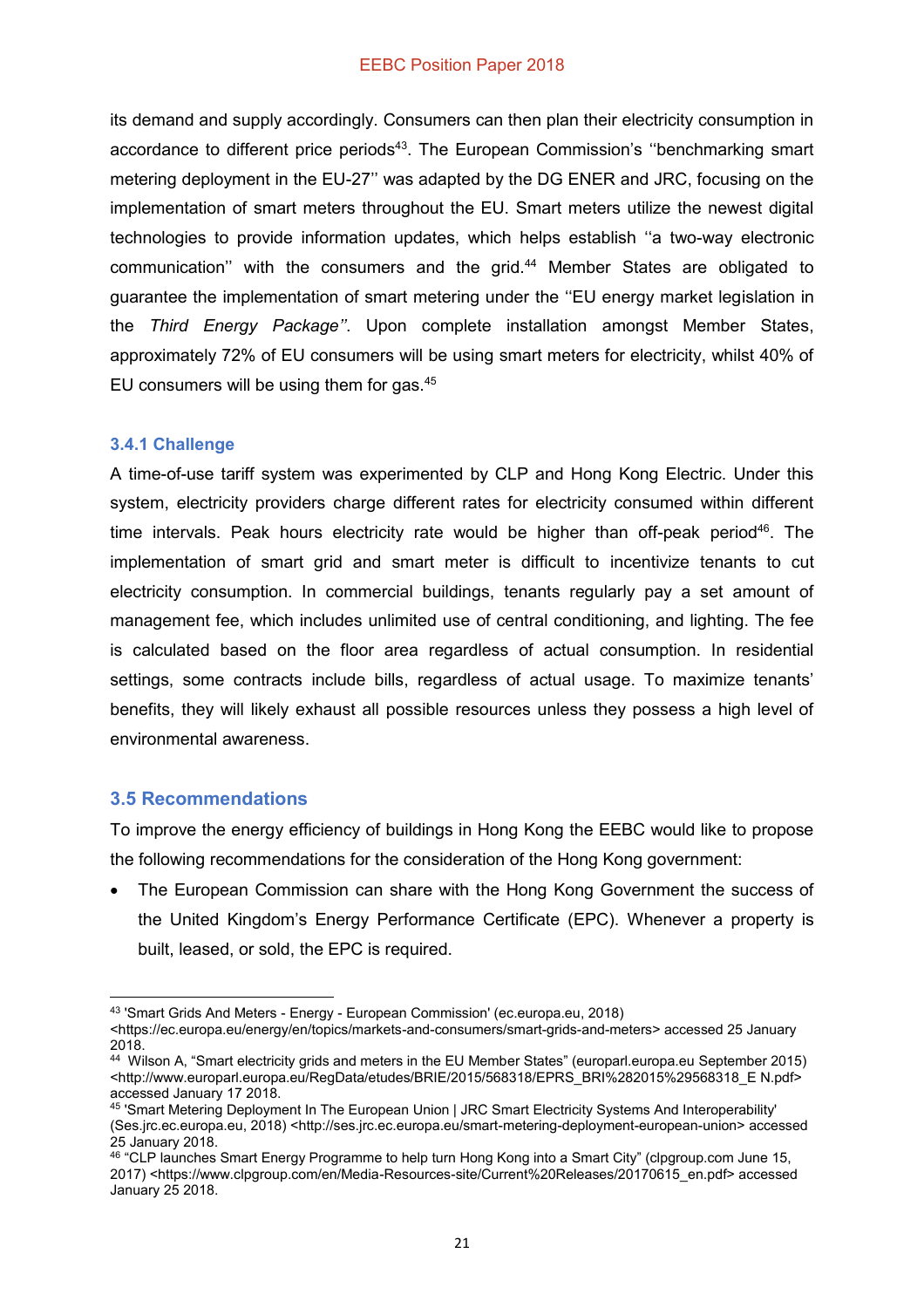its demand and supply accordingly. Consumers can then plan their electricity consumption in accordance to different price periods[43]. The European Commission's ''benchmarking smart metering deployment in the EU-27'' was adapted by the DG ENER and JRC, focusing on the implementation of smart meters throughout the EU. Smart meters utilize the newest digital technologies to provide information updates, which helps establish ''a two-way electronic communication'' with the consumers and the grid.[44] Member States are obligated to guarantee the implementation of smart metering under the ''EU energy market legislation in the *Third Energy Package''*. Upon complete installation amongst Member States, approximately 72% of EU consumers will be using smart meters for electricity, whilst 40% of EU consumers will be using them for gas.[45]

### 3.4.1 Challenge

A time-of-use tariff system was experimented by CLP and Hong Kong Electric. Under this system, electricity providers charge different rates for electricity consumed within different time intervals. Peak hours electricity rate would be higher than off-peak period[46]. The implementation of smart grid and smart meter is difficult to incentivize tenants to cut electricity consumption. In commercial buildings, tenants regularly pay a set amount of management fee, which includes unlimited use of central conditioning, and lighting. The fee is calculated based on the floor area regardless of actual consumption. In residential settings, some contracts include bills, regardless of actual usage. To maximize tenants' benefits, they will likely exhaust all possible resources unless they possess a high level of environmental awareness.

## 3.5 Recommendations

To improve the energy efficiency of buildings in Hong Kong the EEBC would like to propose the following recommendations for the consideration of the Hong Kong government:

- The European Commission can share with the Hong Kong Government the success of the United Kingdom's Energy Performance Certificate (EPC). Whenever a property is built, leased, or sold, the EPC is required.

---

[43] 'Smart Grids And Meters - Energy - European Commission' (ec.europa.eu, 2018) <https://ec.europa.eu/energy/en/topics/markets-and-consumers/smart-grids-and-meters> accessed 25 January 2018.

[44] Wilson A, "Smart electricity grids and meters in the EU Member States" (europarl.europa.eu September 2015) <http://www.europarl.europa.eu/RegData/etudes/BRIE/2015/568318/EPRS_BRI%282015%29568318_E N.pdf> accessed January 17 2018.

[45] 'Smart Metering Deployment In The European Union | JRC Smart Electricity Systems And Interoperability' (Ses.jrc.ec.europa.eu, 2018) <http://ses.jrc.ec.europa.eu/smart-metering-deployment-european-union> accessed 25 January 2018.

[46] "CLP launches Smart Energy Programme to help turn Hong Kong into a Smart City" (clpgroup.com June 15, 2017) <https://www.clpgroup.com/en/Media-Resources-site/Current%20Releases/20170615_en.pdf> accessed January 25 2018.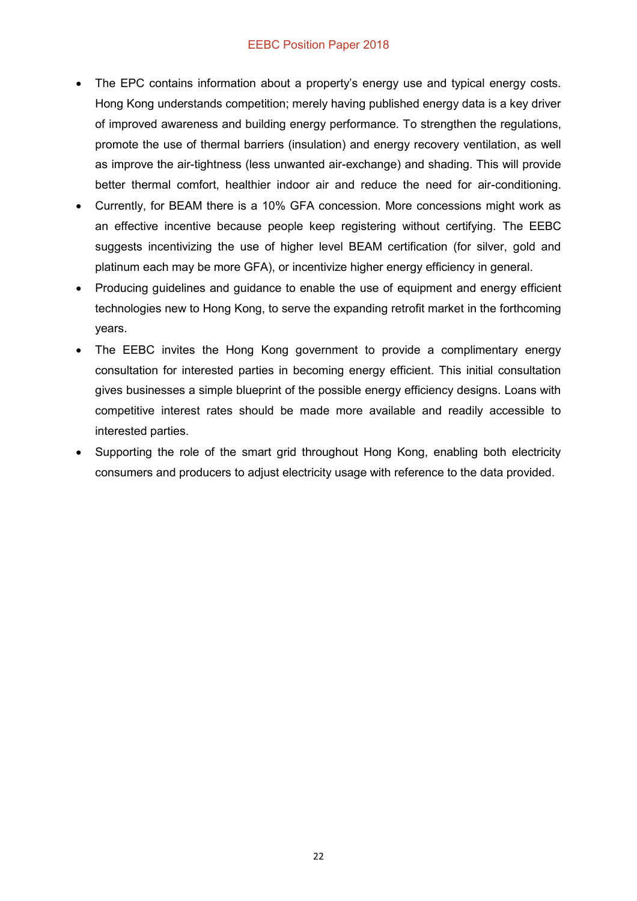- The EPC contains information about a property's energy use and typical energy costs. Hong Kong understands competition; merely having published energy data is a key driver of improved awareness and building energy performance. To strengthen the regulations, promote the use of thermal barriers (insulation) and energy recovery ventilation, as well as improve the air-tightness (less unwanted air-exchange) and shading. This will provide better thermal comfort, healthier indoor air and reduce the need for air-conditioning.
- Currently, for BEAM there is a 10% GFA concession. More concessions might work as an effective incentive because people keep registering without certifying. The EEBC suggests incentivizing the use of higher level BEAM certification (for silver, gold and platinum each may be more GFA), or incentivize higher energy efficiency in general.
- Producing guidelines and guidance to enable the use of equipment and energy efficient technologies new to Hong Kong, to serve the expanding retrofit market in the forthcoming years.
- The EEBC invites the Hong Kong government to provide a complimentary energy consultation for interested parties in becoming energy efficient. This initial consultation gives businesses a simple blueprint of the possible energy efficiency designs. Loans with competitive interest rates should be made more available and readily accessible to interested parties.
- Supporting the role of the smart grid throughout Hong Kong, enabling both electricity consumers and producers to adjust electricity usage with reference to the data provided.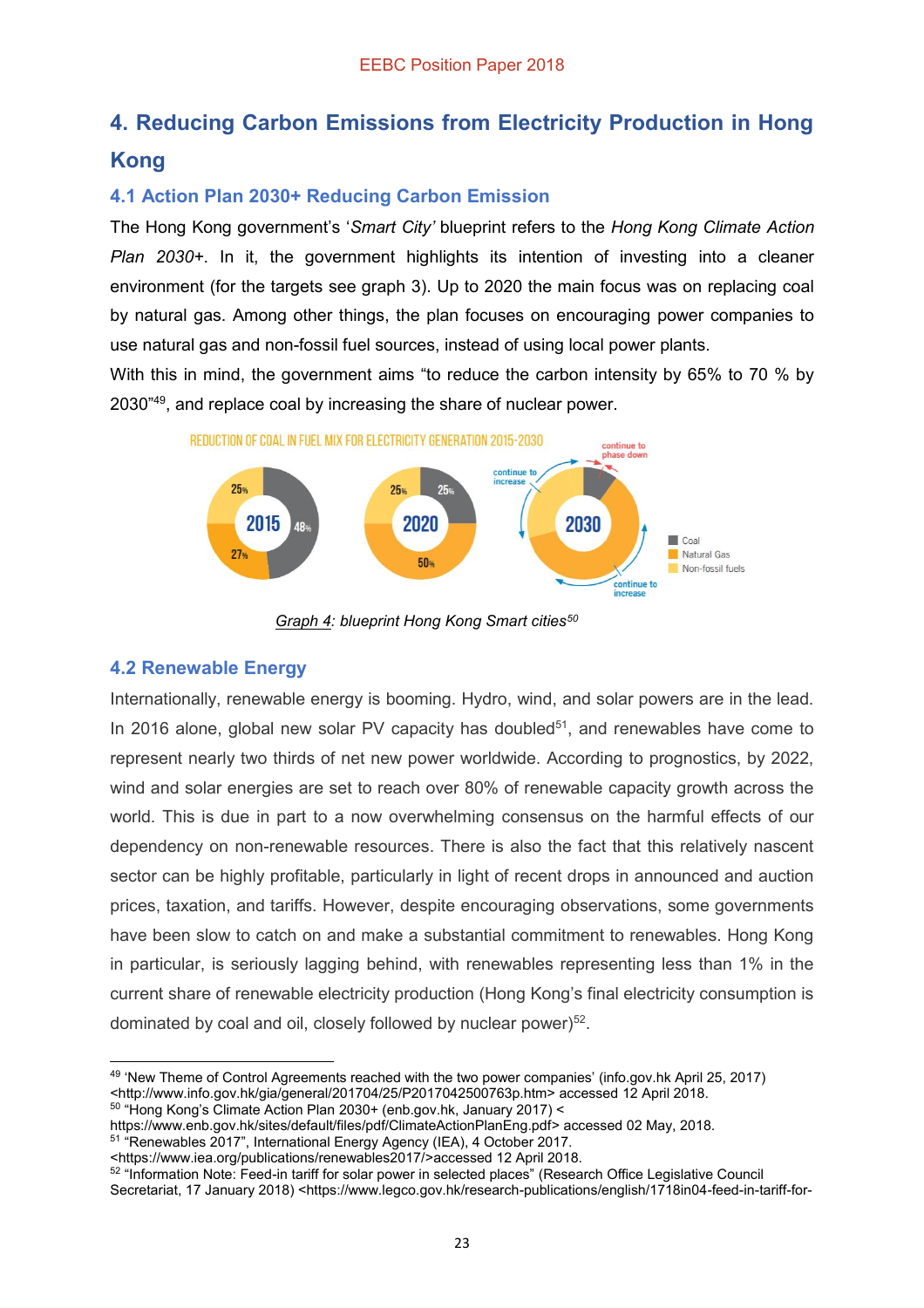# 4. Reducing Carbon Emissions from Electricity Production in Hong Kong

## 4.1 Action Plan 2030+ Reducing Carbon Emission

The Hong Kong government's '*Smart City'* blueprint refers to the *Hong Kong Climate Action Plan 2030+*. In it, the government highlights its intention of investing into a cleaner environment (for the targets see graph 3). Up to 2020 the main focus was on replacing coal by natural gas. Among other things, the plan focuses on encouraging power companies to use natural gas and non-fossil fuel sources, instead of using local power plants.

With this in mind, the government aims "to reduce the carbon intensity by 65% to 70 % by 2030"[49], and replace coal by increasing the share of nuclear power.

REDUCTION OF COAL IN FUEL MIX FOR ELECTRICITY GENERATION 2015-2030

| Year | Coal | Natural Gas | Non-fossil fuels |
|---|---|---|---|
| 2015 | 48% | 27% | 25% |
| 2020 | 25% | 50% | 25% |
| 2030 | continue to phase down | continue to increase | continue to increase |

*Graph 4: blueprint Hong Kong Smart cities*[50]

## 4.2 Renewable Energy

Internationally, renewable energy is booming. Hydro, wind, and solar powers are in the lead. In 2016 alone, global new solar PV capacity has doubled[51], and renewables have come to represent nearly two thirds of net new power worldwide. According to prognostics, by 2022, wind and solar energies are set to reach over 80% of renewable capacity growth across the world. This is due in part to a now overwhelming consensus on the harmful effects of our dependency on non-renewable resources. There is also the fact that this relatively nascent sector can be highly profitable, particularly in light of recent drops in announced and auction prices, taxation, and tariffs. However, despite encouraging observations, some governments have been slow to catch on and make a substantial commitment to renewables. Hong Kong in particular, is seriously lagging behind, with renewables representing less than 1% in the current share of renewable electricity production (Hong Kong's final electricity consumption is dominated by coal and oil, closely followed by nuclear power)[52].

---

[49] 'New Theme of Control Agreements reached with the two power companies' (info.gov.hk April 25, 2017) <http://www.info.gov.hk/gia/general/201704/25/P2017042500763p.htm> accessed 12 April 2018.

[50] "Hong Kong's Climate Action Plan 2030+ (enb.gov.hk, January 2017) < https://www.enb.gov.hk/sites/default/files/pdf/ClimateActionPlanEng.pdf> accessed 02 May, 2018.

[51] "Renewables 2017", International Energy Agency (IEA), 4 October 2017. <https://www.iea.org/publications/renewables2017/>accessed 12 April 2018.

[52] "Information Note: Feed-in tariff for solar power in selected places" (Research Office Legislative Council Secretariat, 17 January 2018) <https://www.legco.gov.hk/research-publications/english/1718in04-feed-in-tariff-for-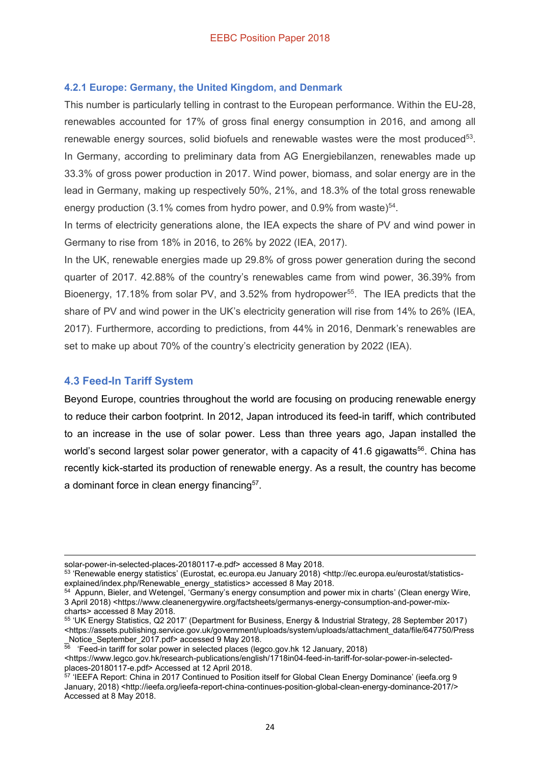### 4.2.1 Europe: Germany, the United Kingdom, and Denmark

This number is particularly telling in contrast to the European performance. Within the EU-28, renewables accounted for 17% of gross final energy consumption in 2016, and among all renewable energy sources, solid biofuels and renewable wastes were the most produced[53]. In Germany, according to preliminary data from AG Energiebilanzen, renewables made up 33.3% of gross power production in 2017. Wind power, biomass, and solar energy are in the lead in Germany, making up respectively 50%, 21%, and 18.3% of the total gross renewable energy production (3.1% comes from hydro power, and 0.9% from waste)[54].

In terms of electricity generations alone, the IEA expects the share of PV and wind power in Germany to rise from 18% in 2016, to 26% by 2022 (IEA, 2017).

In the UK, renewable energies made up 29.8% of gross power generation during the second quarter of 2017. 42.88% of the country's renewables came from wind power, 36.39% from Bioenergy, 17.18% from solar PV, and 3.52% from hydropower[55]. The IEA predicts that the share of PV and wind power in the UK's electricity generation will rise from 14% to 26% (IEA, 2017). Furthermore, according to predictions, from 44% in 2016, Denmark's renewables are set to make up about 70% of the country's electricity generation by 2022 (IEA).

## 4.3 Feed-In Tariff System

Beyond Europe, countries throughout the world are focusing on producing renewable energy to reduce their carbon footprint. In 2012, Japan introduced its feed-in tariff, which contributed to an increase in the use of solar power. Less than three years ago, Japan installed the world's second largest solar power generator, with a capacity of 41.6 gigawatts[56]. China has recently kick-started its production of renewable energy. As a result, the country has become a dominant force in clean energy financing[57].

---

solar-power-in-selected-places-20180117-e.pdf> accessed 8 May 2018.

[53] 'Renewable energy statistics' (Eurostat, ec.europa.eu January 2018) <http://ec.europa.eu/eurostat/statistics-explained/index.php/Renewable_energy_statistics> accessed 8 May 2018.

[54] Appunn, Bieler, and Wetengel, 'Germany's energy consumption and power mix in charts' (Clean energy Wire, 3 April 2018) <https://www.cleanenergywire.org/factsheets/germanys-energy-consumption-and-power-mix-charts> accessed 8 May 2018.

[55] 'UK Energy Statistics, Q2 2017' (Department for Business, Energy & Industrial Strategy, 28 September 2017) <https://assets.publishing.service.gov.uk/government/uploads/system/uploads/attachment_data/file/647750/Press_Notice_September_2017.pdf> accessed 9 May 2018.

[56] 'Feed-in tariff for solar power in selected places (legco.gov.hk 12 January, 2018) <https://www.legco.gov.hk/research-publications/english/1718in04-feed-in-tariff-for-solar-power-in-selected-places-20180117-e.pdf> Accessed at 12 April 2018.

[57] 'IEEFA Report: China in 2017 Continued to Position itself for Global Clean Energy Dominance' (ieefa.org 9 January, 2018) <http://ieefa.org/ieefa-report-china-continues-position-global-clean-energy-dominance-2017/> Accessed at 8 May 2018.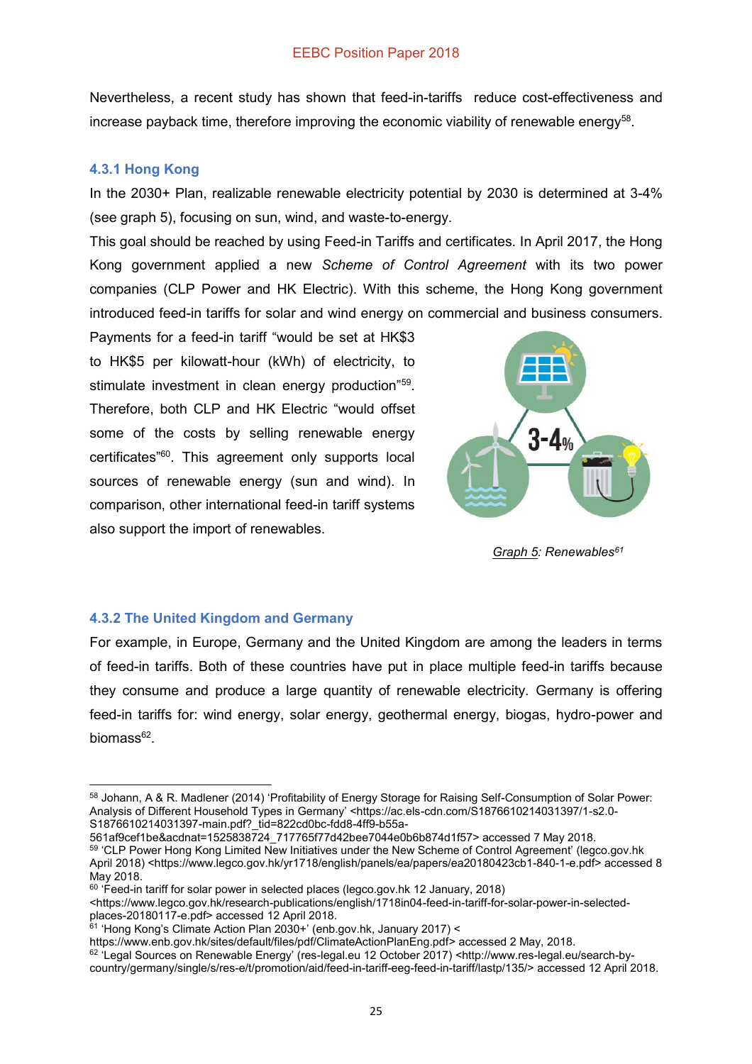Nevertheless, a recent study has shown that feed-in-tariffs reduce cost-effectiveness and increase payback time, therefore improving the economic viability of renewable energy[58].

### 4.3.1 Hong Kong

In the 2030+ Plan, realizable renewable electricity potential by 2030 is determined at 3-4% (see graph 5), focusing on sun, wind, and waste-to-energy.

This goal should be reached by using Feed-in Tariffs and certificates. In April 2017, the Hong Kong government applied a new *Scheme of Control Agreement* with its two power companies (CLP Power and HK Electric). With this scheme, the Hong Kong government introduced feed-in tariffs for solar and wind energy on commercial and business consumers. Payments for a feed-in tariff "would be set at HK$3 to HK$5 per kilowatt-hour (kWh) of electricity, to stimulate investment in clean energy production"[59]. Therefore, both CLP and HK Electric "would offset some of the costs by selling renewable energy certificates"[60]. This agreement only supports local sources of renewable energy (sun and wind). In comparison, other international feed-in tariff systems also support the import of renewables.

3-4%

*Graph 5: Renewables*[61]

### 4.3.2 The United Kingdom and Germany

For example, in Europe, Germany and the United Kingdom are among the leaders in terms of feed-in tariffs. Both of these countries have put in place multiple feed-in tariffs because they consume and produce a large quantity of renewable electricity. Germany is offering feed-in tariffs for: wind energy, solar energy, geothermal energy, biogas, hydro-power and biomass[62].

---

[58] Johann, A & R. Madlener (2014) 'Profitability of Energy Storage for Raising Self-Consumption of Solar Power: Analysis of Different Household Types in Germany' <https://ac.els-cdn.com/S1876610214031397/1-s2.0-S1876610214031397-main.pdf?_tid=822cd0bc-fdd8-4ff9-b55a-561af9cef1be&acdnat=1525838724_717765f77d42bee7044e0b6b874d1f57> accessed 7 May 2018.

[59] 'CLP Power Hong Kong Limited New Initiatives under the New Scheme of Control Agreement' (legco.gov.hk April 2018) <https://www.legco.gov.hk/yr1718/english/panels/ea/papers/ea20180423cb1-840-1-e.pdf> accessed 8 May 2018.

[60] 'Feed-in tariff for solar power in selected places (legco.gov.hk 12 January, 2018) <https://www.legco.gov.hk/research-publications/english/1718in04-feed-in-tariff-for-solar-power-in-selected-places-20180117-e.pdf> accessed 12 April 2018.

[61] 'Hong Kong's Climate Action Plan 2030+' (enb.gov.hk, January 2017) < https://www.enb.gov.hk/sites/default/files/pdf/ClimateActionPlanEng.pdf> accessed 2 May, 2018.

[62] 'Legal Sources on Renewable Energy' (res-legal.eu 12 October 2017) <http://www.res-legal.eu/search-by-country/germany/single/s/res-e/t/promotion/aid/feed-in-tariff-eeg-feed-in-tariff/lastp/135/> accessed 12 April 2018.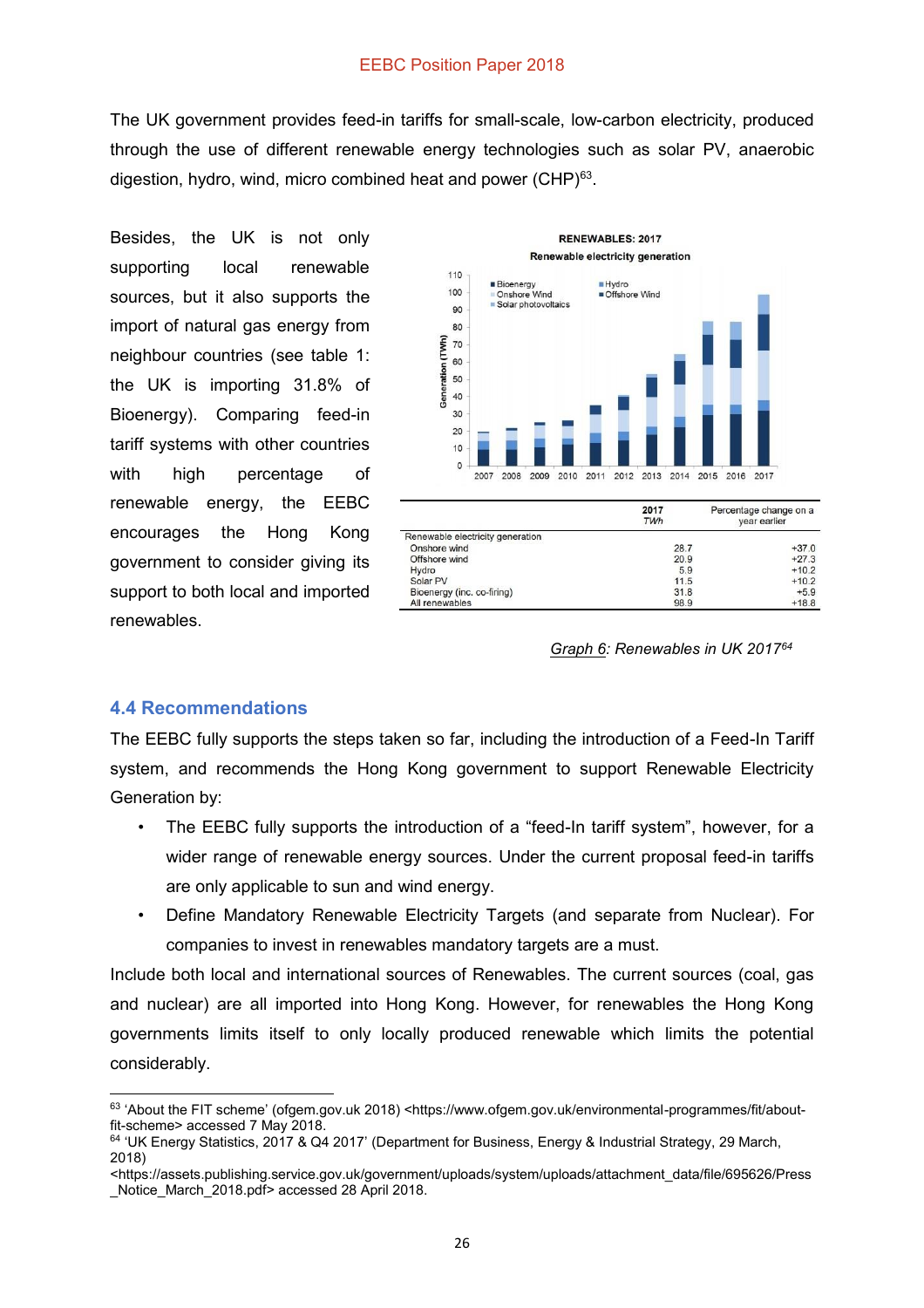The UK government provides feed-in tariffs for small-scale, low-carbon electricity, produced through the use of different renewable energy technologies such as solar PV, anaerobic digestion, hydro, wind, micro combined heat and power (CHP)[63].

Besides, the UK is not only supporting local renewable sources, but it also supports the import of natural gas energy from neighbour countries (see table 1: the UK is importing 31.8% of Bioenergy). Comparing feed-in tariff systems with other countries with high percentage of renewable energy, the EEBC encourages the Hong Kong government to consider giving its support to both local and imported renewables.

RENEWABLES: 2017

Renewable electricity generation

Bioenergy
Onshore Wind
Solar photovoltaics
Hydro
Offshore Wind

Generation (TWh)

0
10
20
30
40
50
60
70
80
90
100
110

2007 2008 2009 2010 2011 2012 2013 2014 2015 2016 2017

| | 2017 TWh | Percentage change on a year earlier |
|---|---|---|
| Renewable electricity generation | | |
| Onshore wind | 28.7 | +37.0 |
| Offshore wind | 20.9 | +27.3 |
| Hydro | 5.9 | +10.2 |
| Solar PV | 11.5 | +10.2 |
| Bioenergy (inc. co-firing) | 31.8 | +5.9 |
| All renewables | 98.9 | +18.8 |

*Graph 6: Renewables in UK 2017*[64]

### 4.4 Recommendations

The EEBC fully supports the steps taken so far, including the introduction of a Feed-In Tariff system, and recommends the Hong Kong government to support Renewable Electricity Generation by:

- The EEBC fully supports the introduction of a "feed-In tariff system", however, for a wider range of renewable energy sources. Under the current proposal feed-in tariffs are only applicable to sun and wind energy.
- Define Mandatory Renewable Electricity Targets (and separate from Nuclear). For companies to invest in renewables mandatory targets are a must.

Include both local and international sources of Renewables. The current sources (coal, gas and nuclear) are all imported into Hong Kong. However, for renewables the Hong Kong governments limits itself to only locally produced renewable which limits the potential considerably.

---

[63] 'About the FIT scheme' (ofgem.gov.uk 2018) <https://www.ofgem.gov.uk/environmental-programmes/fit/about-fit-scheme> accessed 7 May 2018.

[64] 'UK Energy Statistics, 2017 & Q4 2017' (Department for Business, Energy & Industrial Strategy, 29 March, 2018) <https://assets.publishing.service.gov.uk/government/uploads/system/uploads/attachment_data/file/695626/Press_Notice_March_2018.pdf> accessed 28 April 2018.